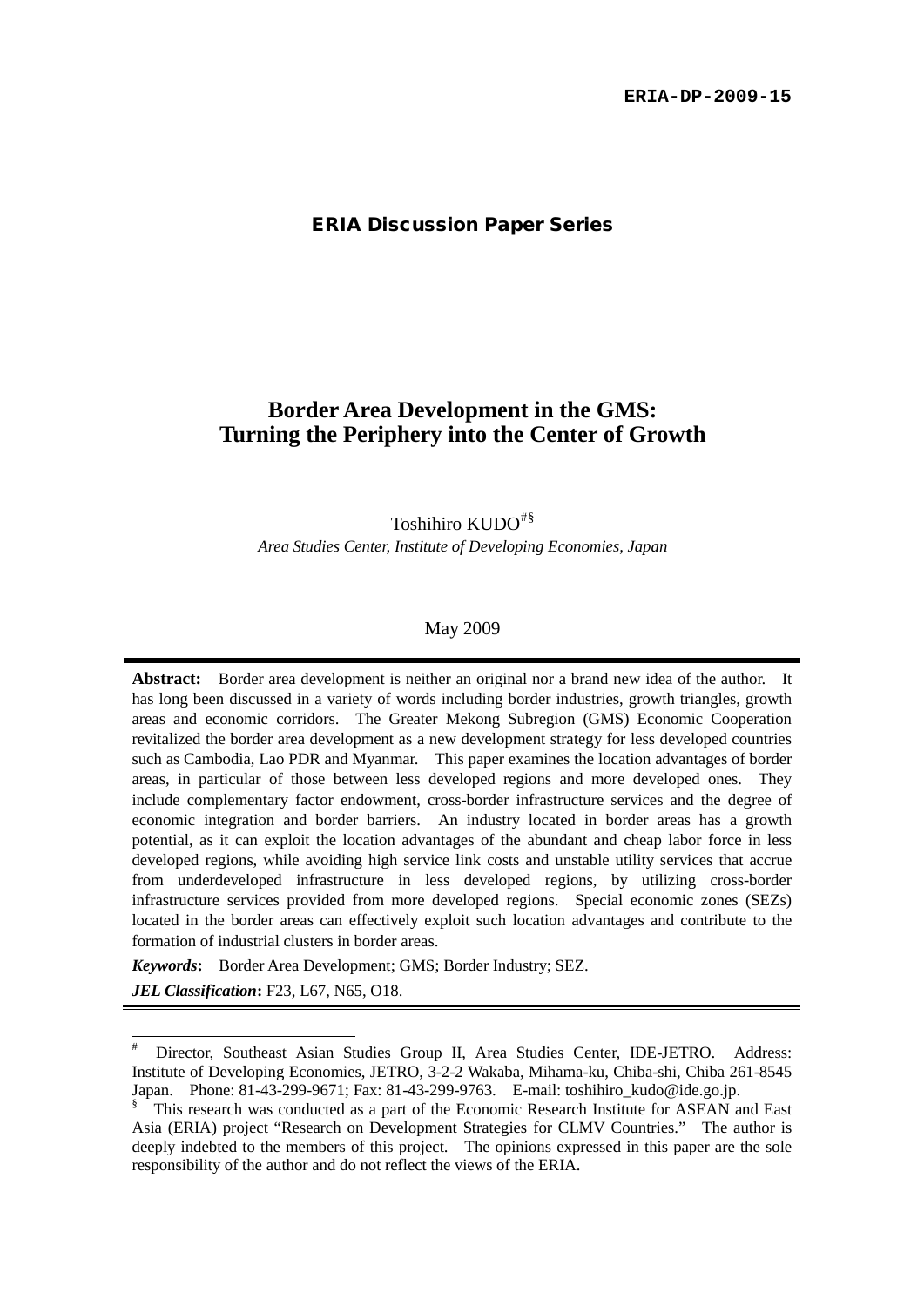**ERIA-DP-2009-15**

**ERIA Discussion Paper Series**

# Border Area Development in the GMS: Turning the Periphery into the Center of Growth

Toshihiro KUDO[#§]

*Area Studies Center, Institute of Developing Economies, Japan*

May 2009

---

**Abstract:** Border area development is neither an original nor a brand new idea of the author. It has long been discussed in a variety of words including border industries, growth triangles, growth areas and economic corridors. The Greater Mekong Subregion (GMS) Economic Cooperation revitalized the border area development as a new development strategy for less developed countries such as Cambodia, Lao PDR and Myanmar. This paper examines the location advantages of border areas, in particular of those between less developed regions and more developed ones. They include complementary factor endowment, cross-border infrastructure services and the degree of economic integration and border barriers. An industry located in border areas has a growth potential, as it can exploit the location advantages of the abundant and cheap labor force in less developed regions, while avoiding high service link costs and unstable utility services that accrue from underdeveloped infrastructure in less developed regions, by utilizing cross-border infrastructure services provided from more developed regions. Special economic zones (SEZs) located in the border areas can effectively exploit such location advantages and contribute to the formation of industrial clusters in border areas.

***Keywords*:** Border Area Development; GMS; Border Industry; SEZ.

***JEL Classification*:** F23, L67, N65, O18.

---

[#] Director, Southeast Asian Studies Group II, Area Studies Center, IDE-JETRO. Address: Institute of Developing Economies, JETRO, 3-2-2 Wakaba, Mihama-ku, Chiba-shi, Chiba 261-8545 Japan. Phone: 81-43-299-9671; Fax: 81-43-299-9763. E-mail: toshihiro_kudo@ide.go.jp.

[§] This research was conducted as a part of the Economic Research Institute for ASEAN and East Asia (ERIA) project "Research on Development Strategies for CLMV Countries." The author is deeply indebted to the members of this project. The opinions expressed in this paper are the sole responsibility of the author and do not reflect the views of the ERIA.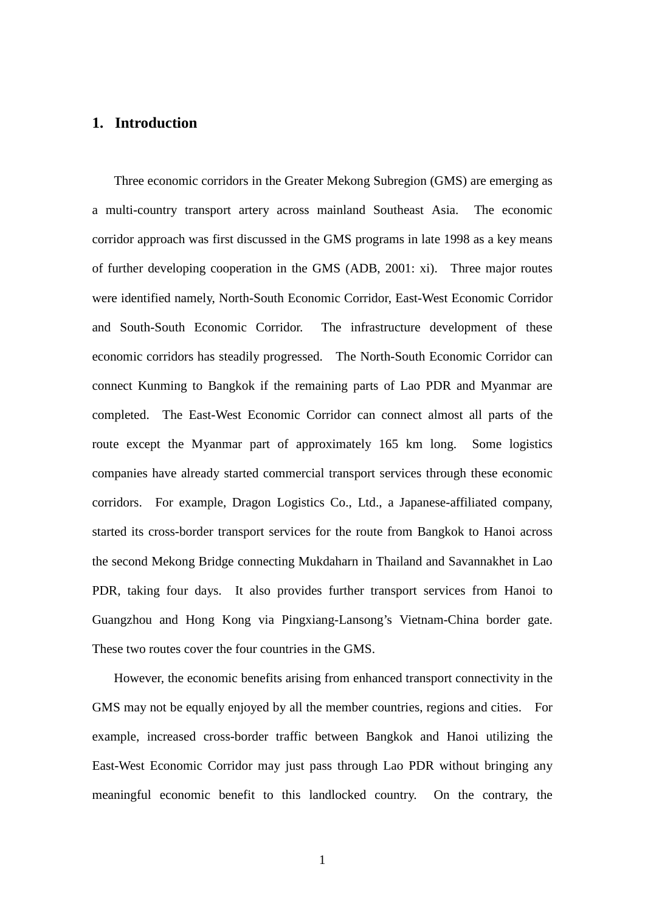# 1. Introduction

Three economic corridors in the Greater Mekong Subregion (GMS) are emerging as a multi-country transport artery across mainland Southeast Asia. The economic corridor approach was first discussed in the GMS programs in late 1998 as a key means of further developing cooperation in the GMS (ADB, 2001: xi). Three major routes were identified namely, North-South Economic Corridor, East-West Economic Corridor and South-South Economic Corridor. The infrastructure development of these economic corridors has steadily progressed. The North-South Economic Corridor can connect Kunming to Bangkok if the remaining parts of Lao PDR and Myanmar are completed. The East-West Economic Corridor can connect almost all parts of the route except the Myanmar part of approximately 165 km long. Some logistics companies have already started commercial transport services through these economic corridors. For example, Dragon Logistics Co., Ltd., a Japanese-affiliated company, started its cross-border transport services for the route from Bangkok to Hanoi across the second Mekong Bridge connecting Mukdaharn in Thailand and Savannakhet in Lao PDR, taking four days. It also provides further transport services from Hanoi to Guangzhou and Hong Kong via Pingxiang-Lansong's Vietnam-China border gate. These two routes cover the four countries in the GMS.

However, the economic benefits arising from enhanced transport connectivity in the GMS may not be equally enjoyed by all the member countries, regions and cities. For example, increased cross-border traffic between Bangkok and Hanoi utilizing the East-West Economic Corridor may just pass through Lao PDR without bringing any meaningful economic benefit to this landlocked country. On the contrary, the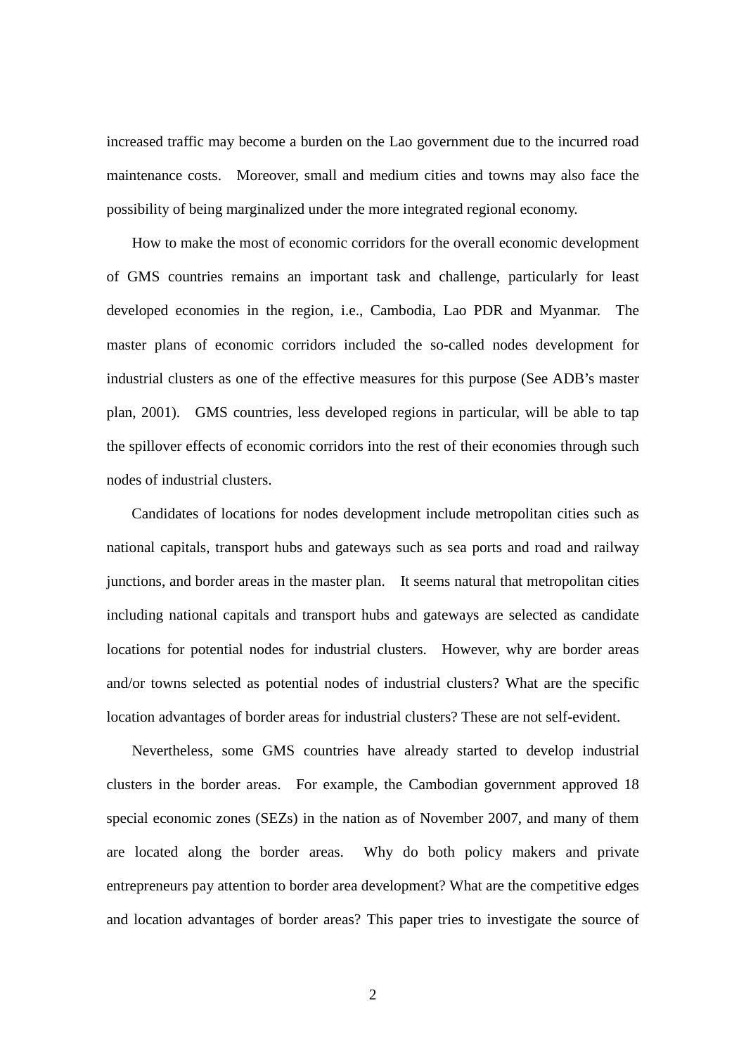increased traffic may become a burden on the Lao government due to the incurred road maintenance costs. Moreover, small and medium cities and towns may also face the possibility of being marginalized under the more integrated regional economy.

How to make the most of economic corridors for the overall economic development of GMS countries remains an important task and challenge, particularly for least developed economies in the region, i.e., Cambodia, Lao PDR and Myanmar. The master plans of economic corridors included the so-called nodes development for industrial clusters as one of the effective measures for this purpose (See ADB's master plan, 2001). GMS countries, less developed regions in particular, will be able to tap the spillover effects of economic corridors into the rest of their economies through such nodes of industrial clusters.

Candidates of locations for nodes development include metropolitan cities such as national capitals, transport hubs and gateways such as sea ports and road and railway junctions, and border areas in the master plan. It seems natural that metropolitan cities including national capitals and transport hubs and gateways are selected as candidate locations for potential nodes for industrial clusters. However, why are border areas and/or towns selected as potential nodes of industrial clusters? What are the specific location advantages of border areas for industrial clusters? These are not self-evident.

Nevertheless, some GMS countries have already started to develop industrial clusters in the border areas. For example, the Cambodian government approved 18 special economic zones (SEZs) in the nation as of November 2007, and many of them are located along the border areas. Why do both policy makers and private entrepreneurs pay attention to border area development? What are the competitive edges and location advantages of border areas? This paper tries to investigate the source of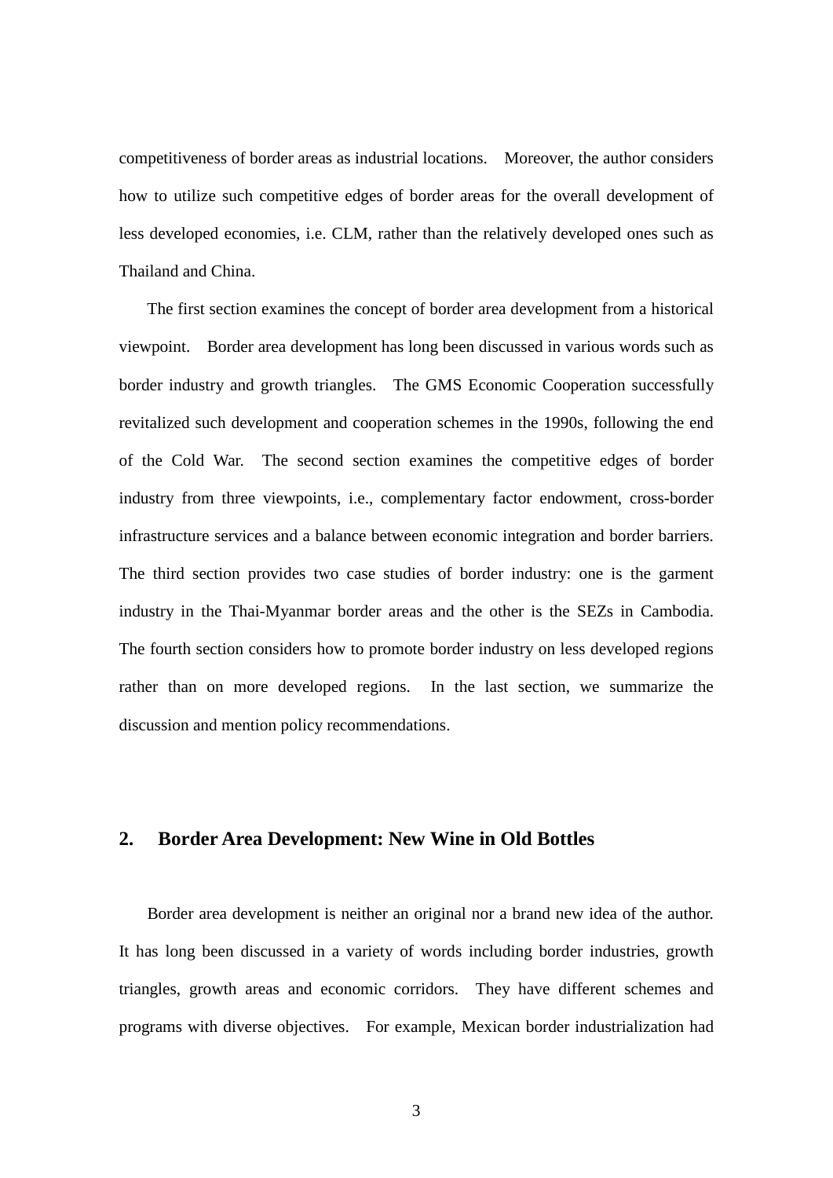competitiveness of border areas as industrial locations. Moreover, the author considers how to utilize such competitive edges of border areas for the overall development of less developed economies, i.e. CLM, rather than the relatively developed ones such as Thailand and China.

The first section examines the concept of border area development from a historical viewpoint. Border area development has long been discussed in various words such as border industry and growth triangles. The GMS Economic Cooperation successfully revitalized such development and cooperation schemes in the 1990s, following the end of the Cold War. The second section examines the competitive edges of border industry from three viewpoints, i.e., complementary factor endowment, cross-border infrastructure services and a balance between economic integration and border barriers. The third section provides two case studies of border industry: one is the garment industry in the Thai-Myanmar border areas and the other is the SEZs in Cambodia. The fourth section considers how to promote border industry on less developed regions rather than on more developed regions. In the last section, we summarize the discussion and mention policy recommendations.

## 2. Border Area Development: New Wine in Old Bottles

Border area development is neither an original nor a brand new idea of the author. It has long been discussed in a variety of words including border industries, growth triangles, growth areas and economic corridors. They have different schemes and programs with diverse objectives. For example, Mexican border industrialization had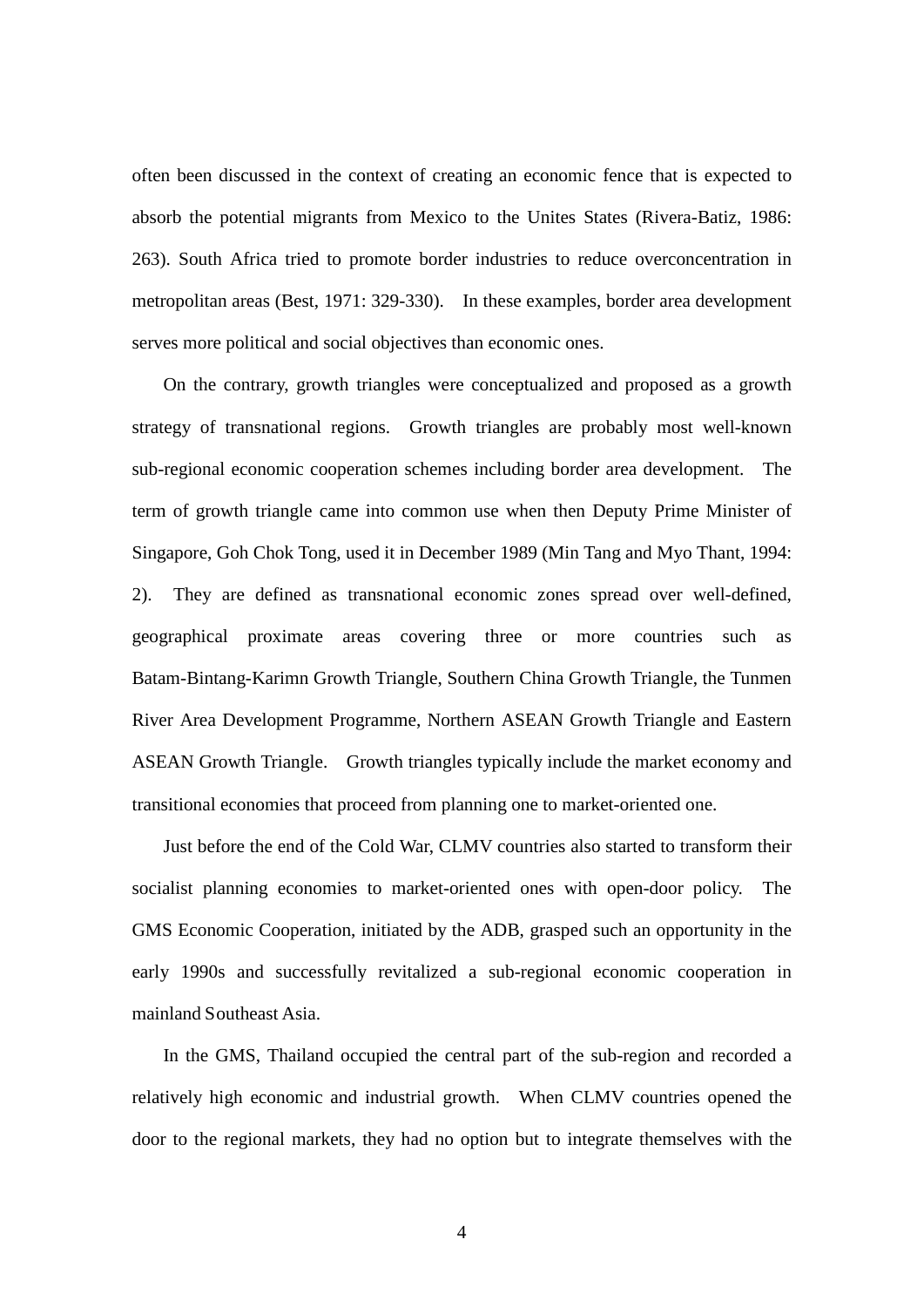often been discussed in the context of creating an economic fence that is expected to absorb the potential migrants from Mexico to the Unites States (Rivera-Batiz, 1986: 263). South Africa tried to promote border industries to reduce overconcentration in metropolitan areas (Best, 1971: 329-330). In these examples, border area development serves more political and social objectives than economic ones.

On the contrary, growth triangles were conceptualized and proposed as a growth strategy of transnational regions. Growth triangles are probably most well-known sub-regional economic cooperation schemes including border area development. The term of growth triangle came into common use when then Deputy Prime Minister of Singapore, Goh Chok Tong, used it in December 1989 (Min Tang and Myo Thant, 1994: 2). They are defined as transnational economic zones spread over well-defined, geographical proximate areas covering three or more countries such as Batam-Bintang-Karimn Growth Triangle, Southern China Growth Triangle, the Tunmen River Area Development Programme, Northern ASEAN Growth Triangle and Eastern ASEAN Growth Triangle. Growth triangles typically include the market economy and transitional economies that proceed from planning one to market-oriented one.

Just before the end of the Cold War, CLMV countries also started to transform their socialist planning economies to market-oriented ones with open-door policy. The GMS Economic Cooperation, initiated by the ADB, grasped such an opportunity in the early 1990s and successfully revitalized a sub-regional economic cooperation in mainland Southeast Asia.

In the GMS, Thailand occupied the central part of the sub-region and recorded a relatively high economic and industrial growth. When CLMV countries opened the door to the regional markets, they had no option but to integrate themselves with the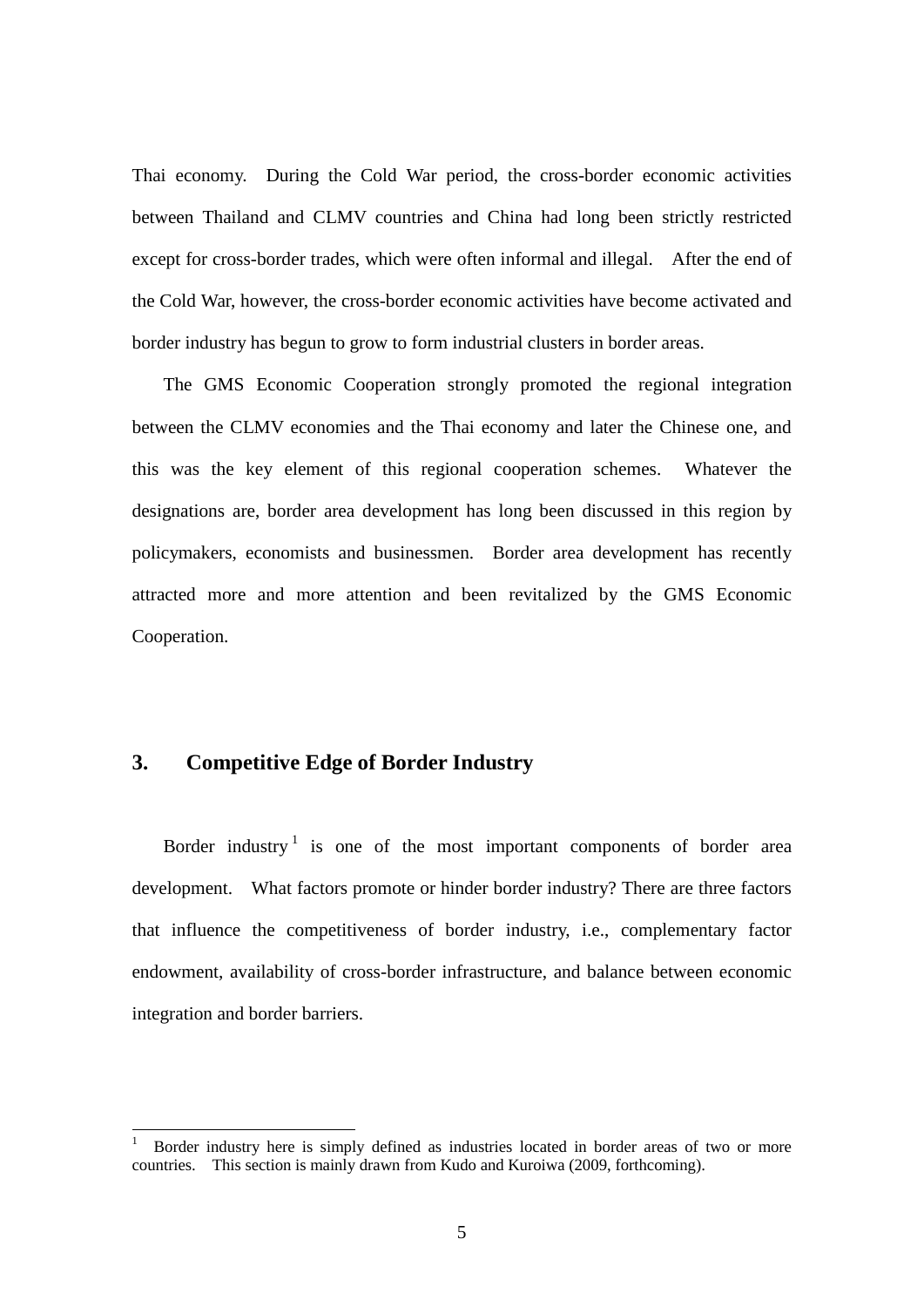Thai economy. During the Cold War period, the cross-border economic activities between Thailand and CLMV countries and China had long been strictly restricted except for cross-border trades, which were often informal and illegal. After the end of the Cold War, however, the cross-border economic activities have become activated and border industry has begun to grow to form industrial clusters in border areas.

The GMS Economic Cooperation strongly promoted the regional integration between the CLMV economies and the Thai economy and later the Chinese one, and this was the key element of this regional cooperation schemes. Whatever the designations are, border area development has long been discussed in this region by policymakers, economists and businessmen. Border area development has recently attracted more and more attention and been revitalized by the GMS Economic Cooperation.

## 3. Competitive Edge of Border Industry

Border industry[1] is one of the most important components of border area development. What factors promote or hinder border industry? There are three factors that influence the competitiveness of border industry, i.e., complementary factor endowment, availability of cross-border infrastructure, and balance between economic integration and border barriers.

---

[1] Border industry here is simply defined as industries located in border areas of two or more countries. This section is mainly drawn from Kudo and Kuroiwa (2009, forthcoming).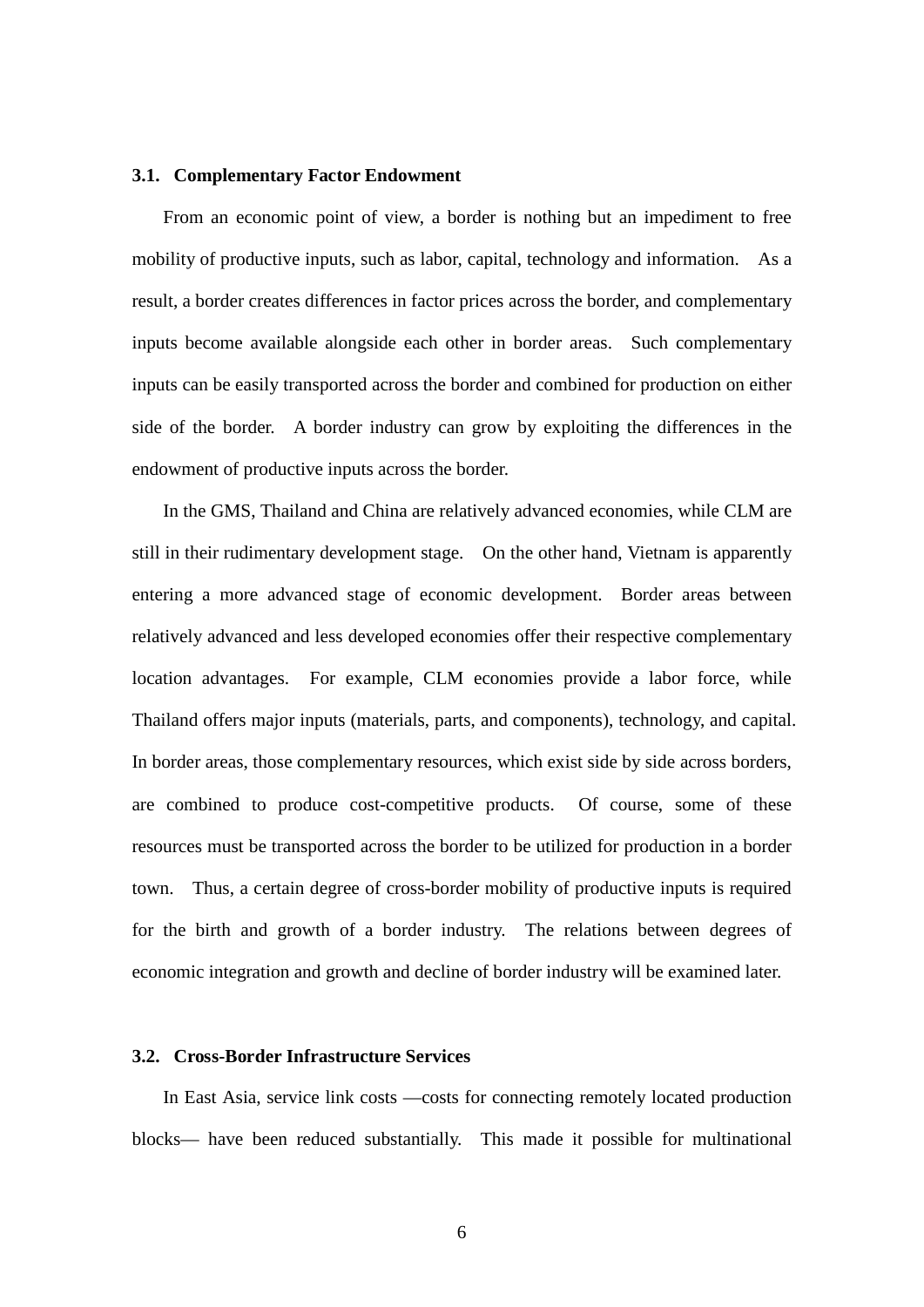### 3.1. Complementary Factor Endowment

From an economic point of view, a border is nothing but an impediment to free mobility of productive inputs, such as labor, capital, technology and information. As a result, a border creates differences in factor prices across the border, and complementary inputs become available alongside each other in border areas. Such complementary inputs can be easily transported across the border and combined for production on either side of the border. A border industry can grow by exploiting the differences in the endowment of productive inputs across the border.

In the GMS, Thailand and China are relatively advanced economies, while CLM are still in their rudimentary development stage. On the other hand, Vietnam is apparently entering a more advanced stage of economic development. Border areas between relatively advanced and less developed economies offer their respective complementary location advantages. For example, CLM economies provide a labor force, while Thailand offers major inputs (materials, parts, and components), technology, and capital. In border areas, those complementary resources, which exist side by side across borders, are combined to produce cost-competitive products. Of course, some of these resources must be transported across the border to be utilized for production in a border town. Thus, a certain degree of cross-border mobility of productive inputs is required for the birth and growth of a border industry. The relations between degrees of economic integration and growth and decline of border industry will be examined later.

### 3.2. Cross-Border Infrastructure Services

In East Asia, service link costs —costs for connecting remotely located production blocks— have been reduced substantially. This made it possible for multinational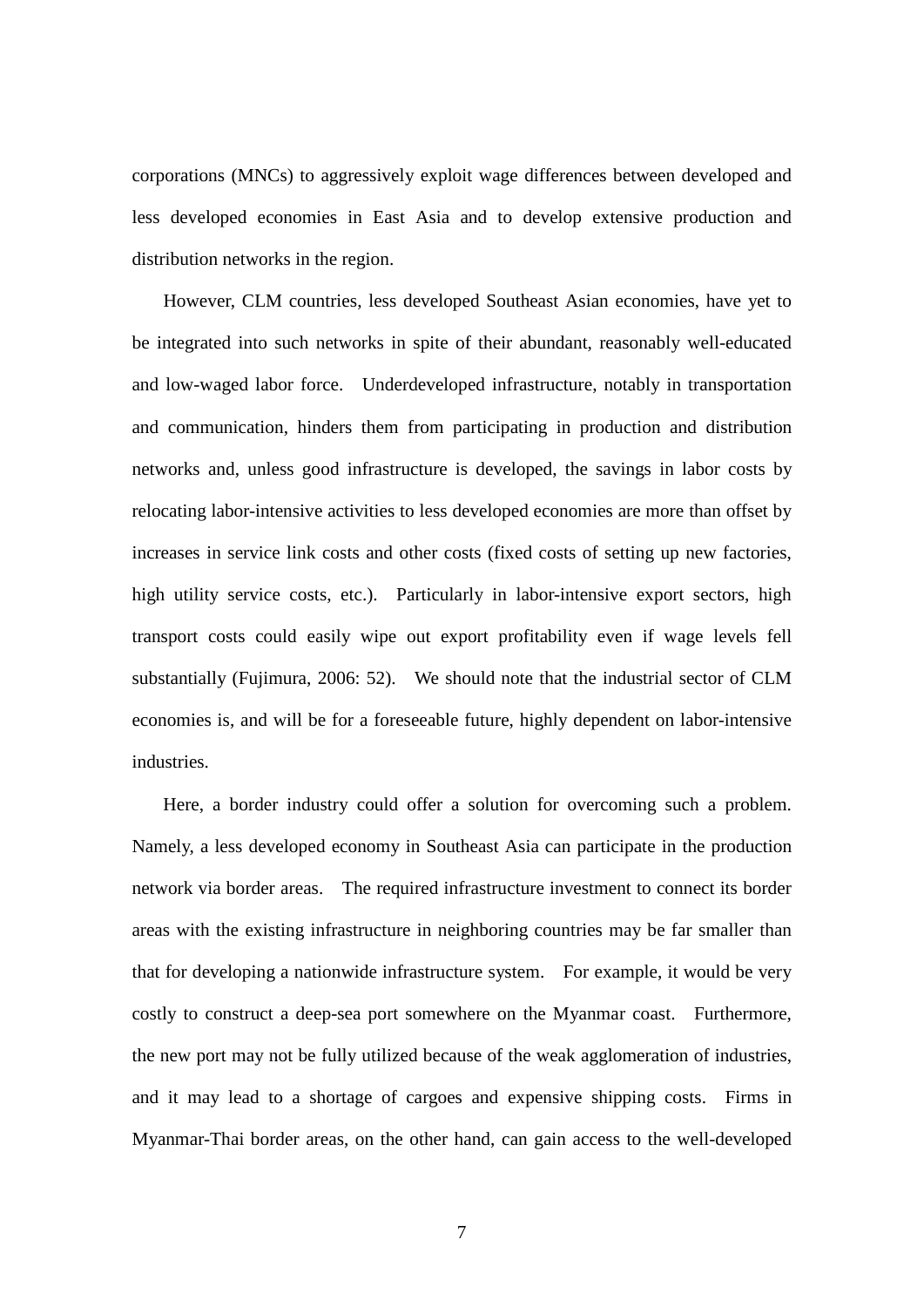corporations (MNCs) to aggressively exploit wage differences between developed and less developed economies in East Asia and to develop extensive production and distribution networks in the region.

However, CLM countries, less developed Southeast Asian economies, have yet to be integrated into such networks in spite of their abundant, reasonably well-educated and low-waged labor force. Underdeveloped infrastructure, notably in transportation and communication, hinders them from participating in production and distribution networks and, unless good infrastructure is developed, the savings in labor costs by relocating labor-intensive activities to less developed economies are more than offset by increases in service link costs and other costs (fixed costs of setting up new factories, high utility service costs, etc.). Particularly in labor-intensive export sectors, high transport costs could easily wipe out export profitability even if wage levels fell substantially (Fujimura, 2006: 52). We should note that the industrial sector of CLM economies is, and will be for a foreseeable future, highly dependent on labor-intensive industries.

Here, a border industry could offer a solution for overcoming such a problem. Namely, a less developed economy in Southeast Asia can participate in the production network via border areas. The required infrastructure investment to connect its border areas with the existing infrastructure in neighboring countries may be far smaller than that for developing a nationwide infrastructure system. For example, it would be very costly to construct a deep-sea port somewhere on the Myanmar coast. Furthermore, the new port may not be fully utilized because of the weak agglomeration of industries, and it may lead to a shortage of cargoes and expensive shipping costs. Firms in Myanmar-Thai border areas, on the other hand, can gain access to the well-developed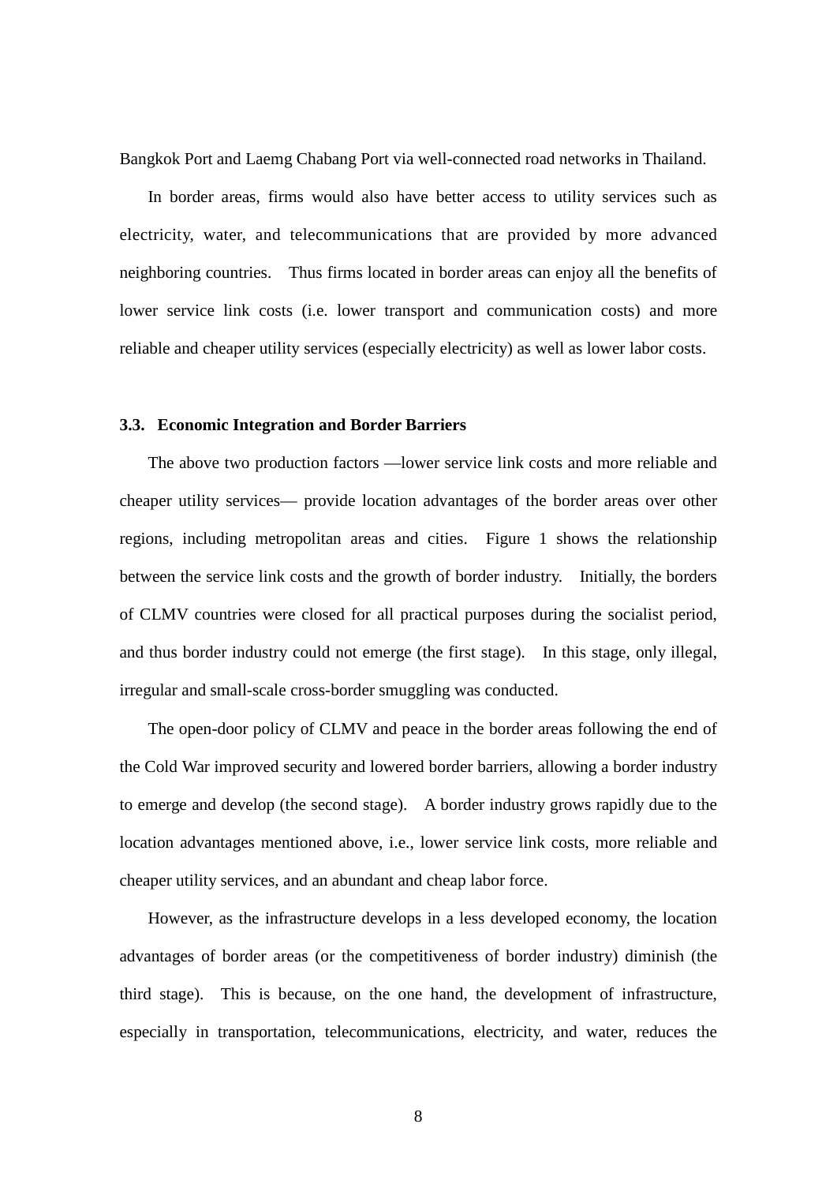Bangkok Port and Laemg Chabang Port via well-connected road networks in Thailand.

In border areas, firms would also have better access to utility services such as electricity, water, and telecommunications that are provided by more advanced neighboring countries. Thus firms located in border areas can enjoy all the benefits of lower service link costs (i.e. lower transport and communication costs) and more reliable and cheaper utility services (especially electricity) as well as lower labor costs.

### 3.3. Economic Integration and Border Barriers

The above two production factors —lower service link costs and more reliable and cheaper utility services— provide location advantages of the border areas over other regions, including metropolitan areas and cities. Figure 1 shows the relationship between the service link costs and the growth of border industry. Initially, the borders of CLMV countries were closed for all practical purposes during the socialist period, and thus border industry could not emerge (the first stage). In this stage, only illegal, irregular and small-scale cross-border smuggling was conducted.

The open-door policy of CLMV and peace in the border areas following the end of the Cold War improved security and lowered border barriers, allowing a border industry to emerge and develop (the second stage). A border industry grows rapidly due to the location advantages mentioned above, i.e., lower service link costs, more reliable and cheaper utility services, and an abundant and cheap labor force.

However, as the infrastructure develops in a less developed economy, the location advantages of border areas (or the competitiveness of border industry) diminish (the third stage). This is because, on the one hand, the development of infrastructure, especially in transportation, telecommunications, electricity, and water, reduces the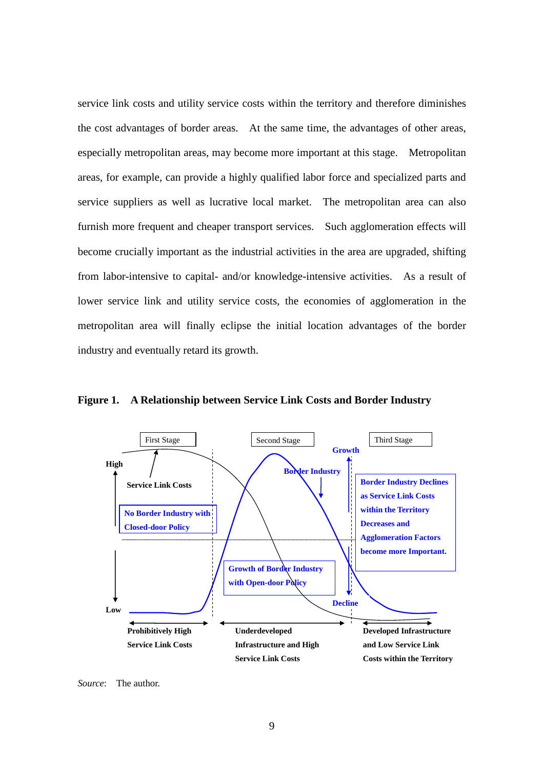service link costs and utility service costs within the territory and therefore diminishes the cost advantages of border areas. At the same time, the advantages of other areas, especially metropolitan areas, may become more important at this stage. Metropolitan areas, for example, can provide a highly qualified labor force and specialized parts and service suppliers as well as lucrative local market. The metropolitan area can also furnish more frequent and cheaper transport services. Such agglomeration effects will become crucially important as the industrial activities in the area are upgraded, shifting from labor-intensive to capital- and/or knowledge-intensive activities. As a result of lower service link and utility service costs, the economies of agglomeration in the metropolitan area will finally eclipse the initial location advantages of the border industry and eventually retard its growth.

**Figure 1. A Relationship between Service Link Costs and Border Industry**

First Stage | Second Stage | Third Stage

High | Low

Service Link Costs

Border Industry

Growth

Decline

No Border Industry with Closed-door Policy

Growth of Border Industry with Open-door Policy

Border Industry Declines as Service Link Costs within the Territory Decreases and Agglomeration Factors become more Important.

Prohibitively High Service Link Costs

Underdeveloped Infrastructure and High Service Link Costs

Developed Infrastructure and Low Service Link Costs within the Territory

*Source*: The author.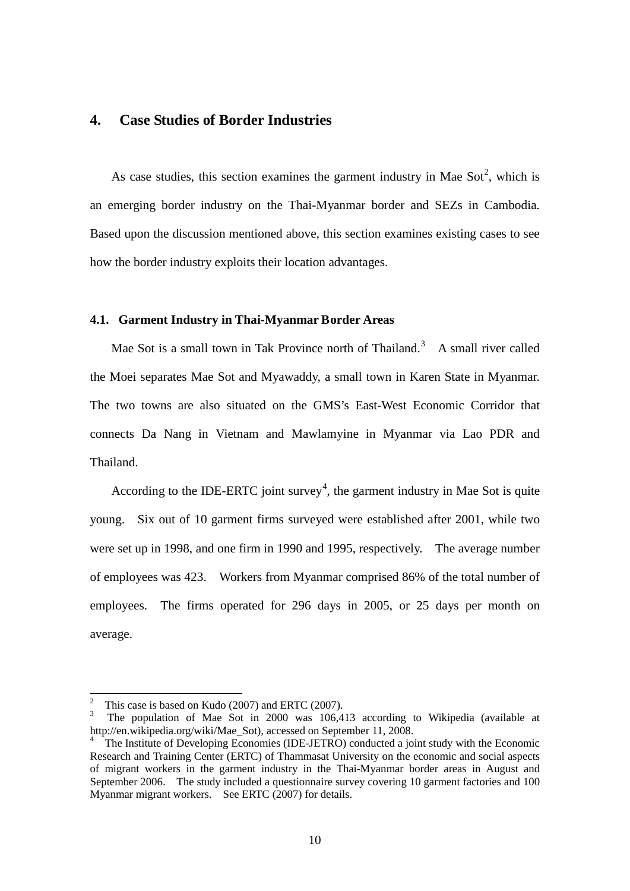## 4. Case Studies of Border Industries

As case studies, this section examines the garment industry in Mae Sot[2], which is an emerging border industry on the Thai-Myanmar border and SEZs in Cambodia. Based upon the discussion mentioned above, this section examines existing cases to see how the border industry exploits their location advantages.

### 4.1. Garment Industry in Thai-Myanmar Border Areas

Mae Sot is a small town in Tak Province north of Thailand.[3] A small river called the Moei separates Mae Sot and Myawaddy, a small town in Karen State in Myanmar. The two towns are also situated on the GMS's East-West Economic Corridor that connects Da Nang in Vietnam and Mawlamyine in Myanmar via Lao PDR and Thailand.

According to the IDE-ERTC joint survey[4], the garment industry in Mae Sot is quite young. Six out of 10 garment firms surveyed were established after 2001, while two were set up in 1998, and one firm in 1990 and 1995, respectively. The average number of employees was 423. Workers from Myanmar comprised 86% of the total number of employees. The firms operated for 296 days in 2005, or 25 days per month on average.

---

[2] This case is based on Kudo (2007) and ERTC (2007).

[3] The population of Mae Sot in 2000 was 106,413 according to Wikipedia (available at http://en.wikipedia.org/wiki/Mae_Sot), accessed on September 11, 2008.

[4] The Institute of Developing Economies (IDE-JETRO) conducted a joint study with the Economic Research and Training Center (ERTC) of Thammasat University on the economic and social aspects of migrant workers in the garment industry in the Thai-Myanmar border areas in August and September 2006. The study included a questionnaire survey covering 10 garment factories and 100 Myanmar migrant workers. See ERTC (2007) for details.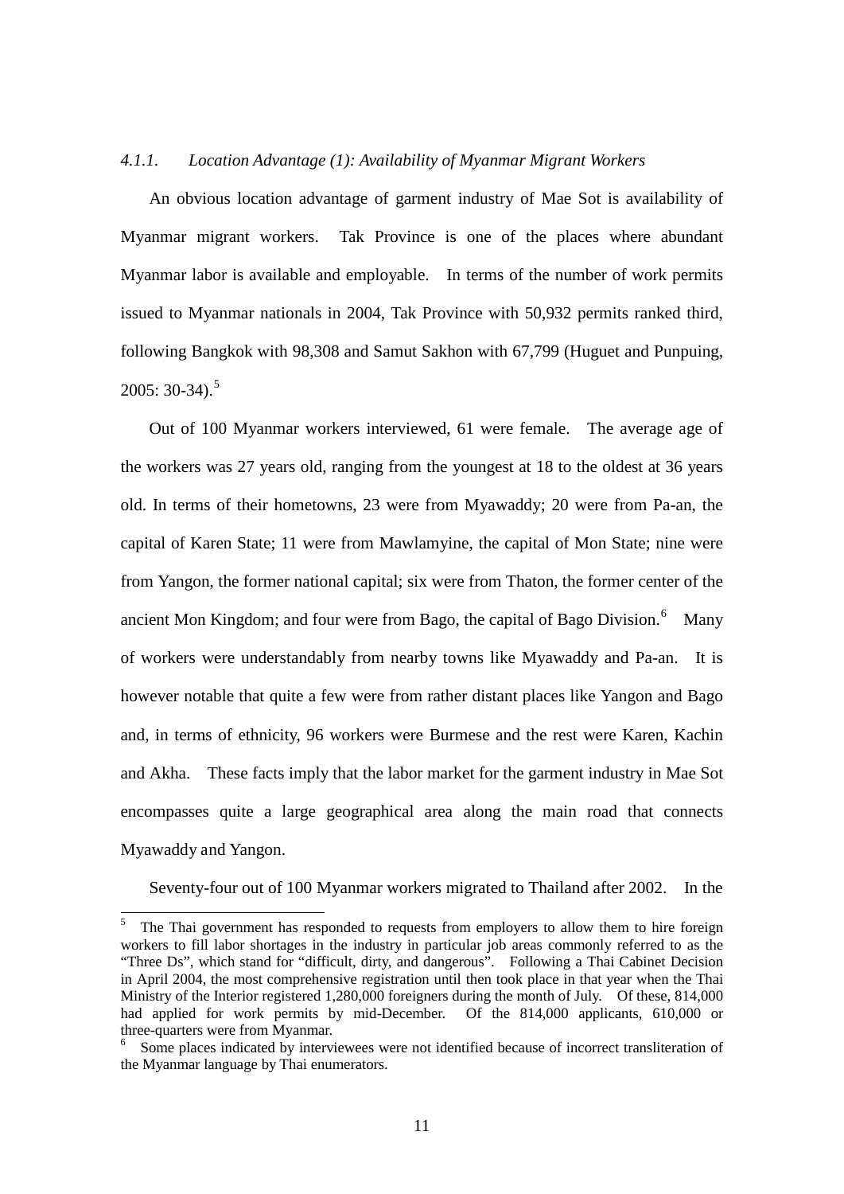*4.1.1. Location Advantage (1): Availability of Myanmar Migrant Workers*

An obvious location advantage of garment industry of Mae Sot is availability of Myanmar migrant workers. Tak Province is one of the places where abundant Myanmar labor is available and employable. In terms of the number of work permits issued to Myanmar nationals in 2004, Tak Province with 50,932 permits ranked third, following Bangkok with 98,308 and Samut Sakhon with 67,799 (Huguet and Punpuing, 2005: 30-34).[5]

Out of 100 Myanmar workers interviewed, 61 were female. The average age of the workers was 27 years old, ranging from the youngest at 18 to the oldest at 36 years old. In terms of their hometowns, 23 were from Myawaddy; 20 were from Pa-an, the capital of Karen State; 11 were from Mawlamyine, the capital of Mon State; nine were from Yangon, the former national capital; six were from Thaton, the former center of the ancient Mon Kingdom; and four were from Bago, the capital of Bago Division.[6] Many of workers were understandably from nearby towns like Myawaddy and Pa-an. It is however notable that quite a few were from rather distant places like Yangon and Bago and, in terms of ethnicity, 96 workers were Burmese and the rest were Karen, Kachin and Akha. These facts imply that the labor market for the garment industry in Mae Sot encompasses quite a large geographical area along the main road that connects Myawaddy and Yangon.

Seventy-four out of 100 Myanmar workers migrated to Thailand after 2002. In the

---

[5] The Thai government has responded to requests from employers to allow them to hire foreign workers to fill labor shortages in the industry in particular job areas commonly referred to as the "Three Ds", which stand for "difficult, dirty, and dangerous". Following a Thai Cabinet Decision in April 2004, the most comprehensive registration until then took place in that year when the Thai Ministry of the Interior registered 1,280,000 foreigners during the month of July. Of these, 814,000 had applied for work permits by mid-December. Of the 814,000 applicants, 610,000 or three-quarters were from Myanmar.

[6] Some places indicated by interviewees were not identified because of incorrect transliteration of the Myanmar language by Thai enumerators.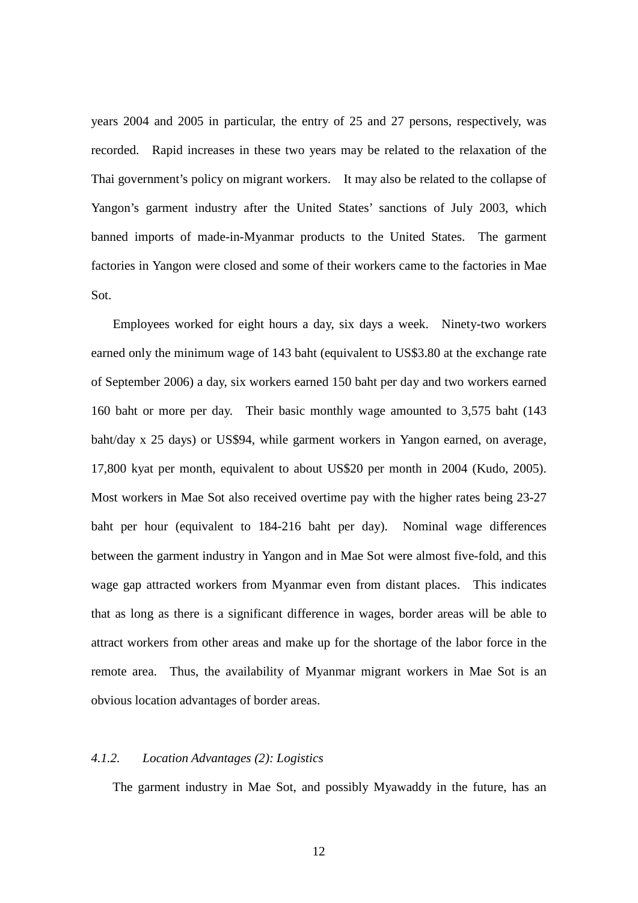years 2004 and 2005 in particular, the entry of 25 and 27 persons, respectively, was recorded. Rapid increases in these two years may be related to the relaxation of the Thai government's policy on migrant workers. It may also be related to the collapse of Yangon's garment industry after the United States' sanctions of July 2003, which banned imports of made-in-Myanmar products to the United States. The garment factories in Yangon were closed and some of their workers came to the factories in Mae Sot.

Employees worked for eight hours a day, six days a week. Ninety-two workers earned only the minimum wage of 143 baht (equivalent to US$3.80 at the exchange rate of September 2006) a day, six workers earned 150 baht per day and two workers earned 160 baht or more per day. Their basic monthly wage amounted to 3,575 baht (143 baht/day x 25 days) or US$94, while garment workers in Yangon earned, on average, 17,800 kyat per month, equivalent to about US$20 per month in 2004 (Kudo, 2005). Most workers in Mae Sot also received overtime pay with the higher rates being 23-27 baht per hour (equivalent to 184-216 baht per day). Nominal wage differences between the garment industry in Yangon and in Mae Sot were almost five-fold, and this wage gap attracted workers from Myanmar even from distant places. This indicates that as long as there is a significant difference in wages, border areas will be able to attract workers from other areas and make up for the shortage of the labor force in the remote area. Thus, the availability of Myanmar migrant workers in Mae Sot is an obvious location advantages of border areas.

#### *4.1.2. Location Advantages (2): Logistics*

The garment industry in Mae Sot, and possibly Myawaddy in the future, has an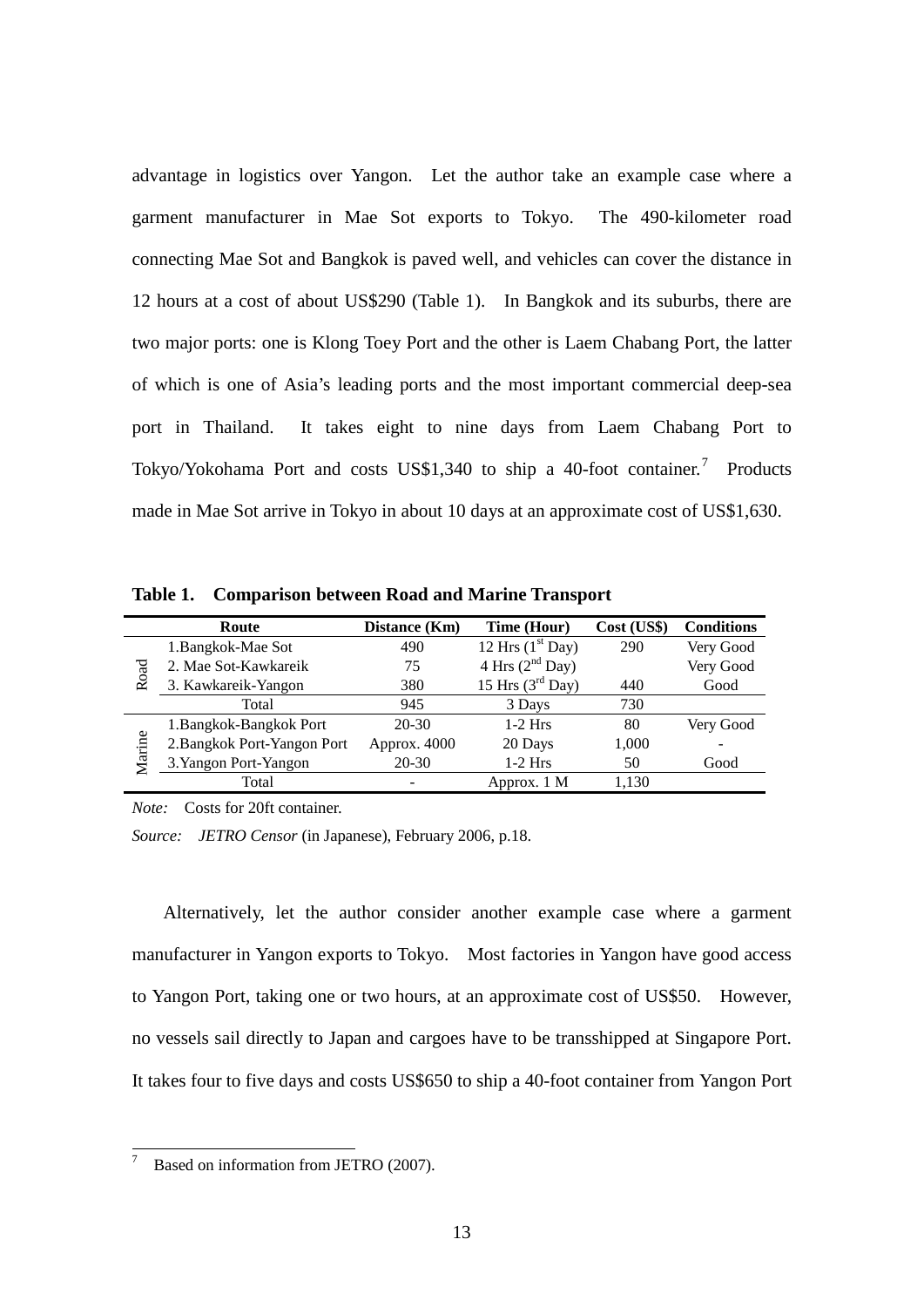advantage in logistics over Yangon. Let the author take an example case where a garment manufacturer in Mae Sot exports to Tokyo. The 490-kilometer road connecting Mae Sot and Bangkok is paved well, and vehicles can cover the distance in 12 hours at a cost of about US$290 (Table 1). In Bangkok and its suburbs, there are two major ports: one is Klong Toey Port and the other is Laem Chabang Port, the latter of which is one of Asia's leading ports and the most important commercial deep-sea port in Thailand. It takes eight to nine days from Laem Chabang Port to Tokyo/Yokohama Port and costs US$1,340 to ship a 40-foot container.[7] Products made in Mae Sot arrive in Tokyo in about 10 days at an approximate cost of US$1,630.

**Table 1. Comparison between Road and Marine Transport**

| | Route | Distance (Km) | Time (Hour) | Cost (US$) | Conditions |
|---|---|---|---|---|---|
| Road | 1.Bangkok-Mae Sot | 490 | 12 Hrs (1st Day) | 290 | Very Good |
| | 2. Mae Sot-Kawkareik | 75 | 4 Hrs (2nd Day) | | Very Good |
| | 3. Kawkareik-Yangon | 380 | 15 Hrs (3rd Day) | 440 | Good |
| | Total | 945 | 3 Days | 730 | |
| Marine | 1.Bangkok-Bangkok Port | 20-30 | 1-2 Hrs | 80 | Very Good |
| | 2.Bangkok Port-Yangon Port | Approx. 4000 | 20 Days | 1,000 | - |
| | 3.Yangon Port-Yangon | 20-30 | 1-2 Hrs | 50 | Good |
| | Total | - | Approx. 1 M | 1,130 | |

*Note:* Costs for 20ft container.

*Source:* *JETRO Censor* (in Japanese), February 2006, p.18.

Alternatively, let the author consider another example case where a garment manufacturer in Yangon exports to Tokyo. Most factories in Yangon have good access to Yangon Port, taking one or two hours, at an approximate cost of US$50. However, no vessels sail directly to Japan and cargoes have to be transshipped at Singapore Port. It takes four to five days and costs US$650 to ship a 40-foot container from Yangon Port

[7] Based on information from JETRO (2007).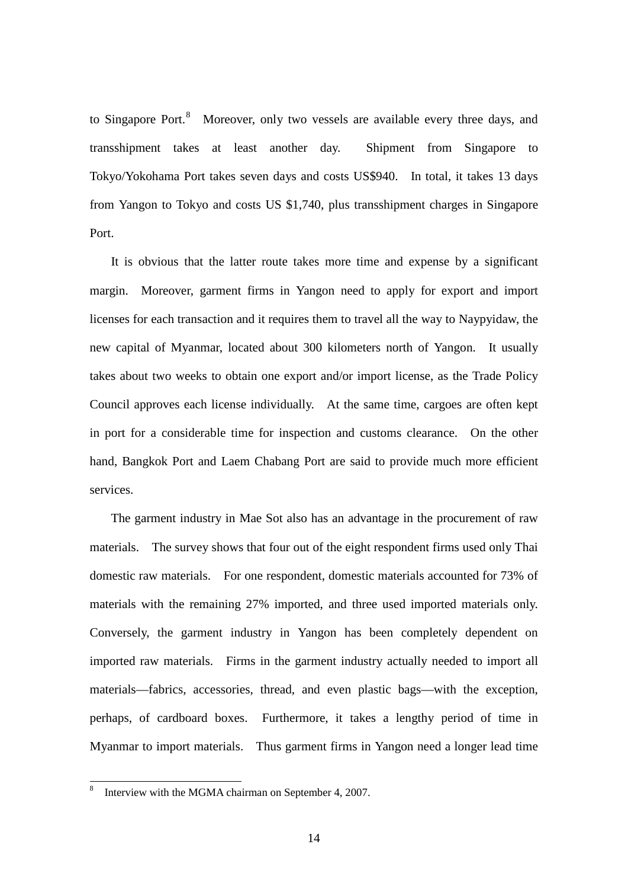to Singapore Port.[8] Moreover, only two vessels are available every three days, and transshipment takes at least another day. Shipment from Singapore to Tokyo/Yokohama Port takes seven days and costs US$940. In total, it takes 13 days from Yangon to Tokyo and costs US $1,740, plus transshipment charges in Singapore Port.

It is obvious that the latter route takes more time and expense by a significant margin. Moreover, garment firms in Yangon need to apply for export and import licenses for each transaction and it requires them to travel all the way to Naypyidaw, the new capital of Myanmar, located about 300 kilometers north of Yangon. It usually takes about two weeks to obtain one export and/or import license, as the Trade Policy Council approves each license individually. At the same time, cargoes are often kept in port for a considerable time for inspection and customs clearance. On the other hand, Bangkok Port and Laem Chabang Port are said to provide much more efficient services.

The garment industry in Mae Sot also has an advantage in the procurement of raw materials. The survey shows that four out of the eight respondent firms used only Thai domestic raw materials. For one respondent, domestic materials accounted for 73% of materials with the remaining 27% imported, and three used imported materials only. Conversely, the garment industry in Yangon has been completely dependent on imported raw materials. Firms in the garment industry actually needed to import all materials—fabrics, accessories, thread, and even plastic bags—with the exception, perhaps, of cardboard boxes. Furthermore, it takes a lengthy period of time in Myanmar to import materials. Thus garment firms in Yangon need a longer lead time

[8] Interview with the MGMA chairman on September 4, 2007.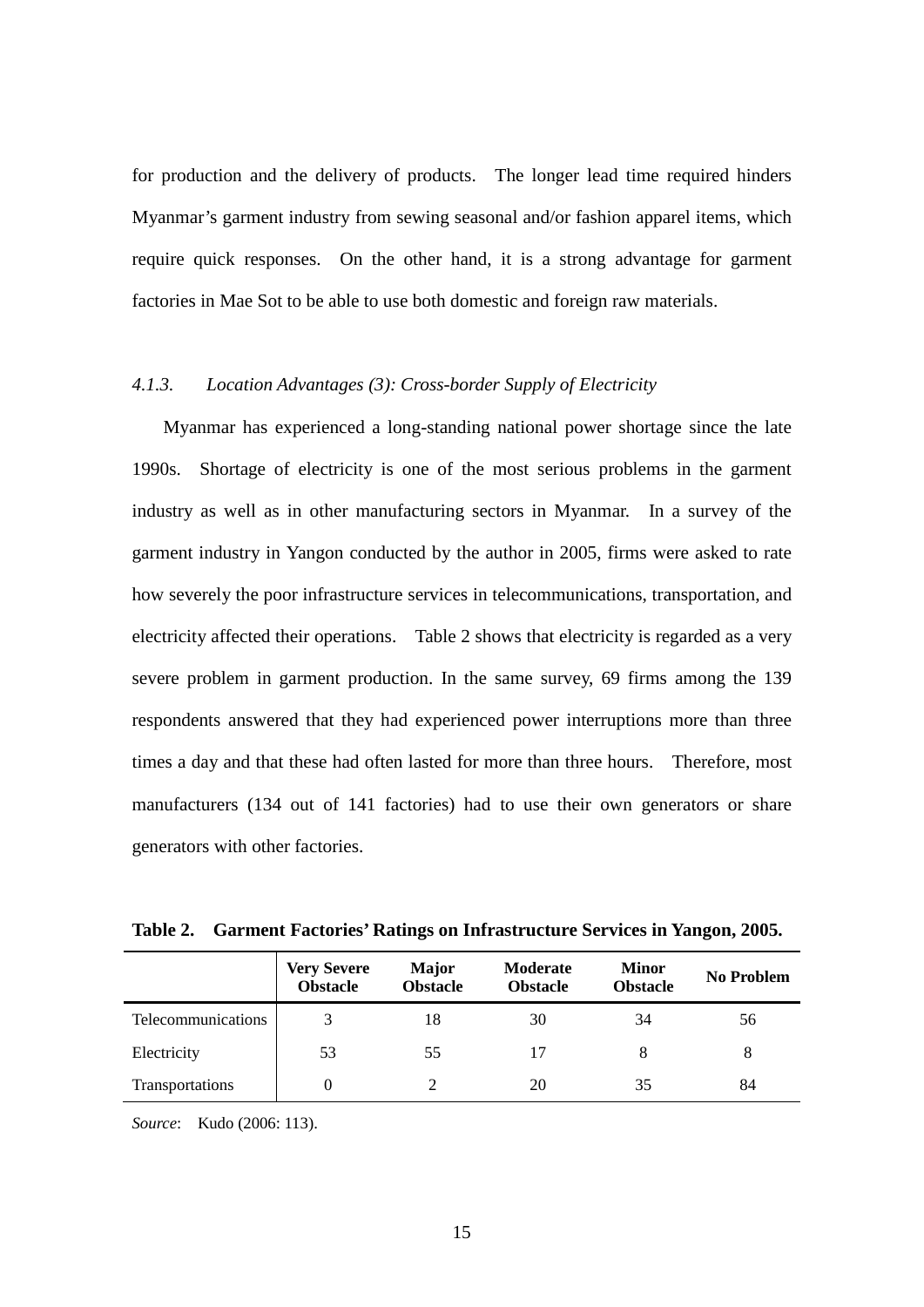for production and the delivery of products. The longer lead time required hinders Myanmar's garment industry from sewing seasonal and/or fashion apparel items, which require quick responses. On the other hand, it is a strong advantage for garment factories in Mae Sot to be able to use both domestic and foreign raw materials.

#### *4.1.3. Location Advantages (3): Cross-border Supply of Electricity*

Myanmar has experienced a long-standing national power shortage since the late 1990s. Shortage of electricity is one of the most serious problems in the garment industry as well as in other manufacturing sectors in Myanmar. In a survey of the garment industry in Yangon conducted by the author in 2005, firms were asked to rate how severely the poor infrastructure services in telecommunications, transportation, and electricity affected their operations. Table 2 shows that electricity is regarded as a very severe problem in garment production. In the same survey, 69 firms among the 139 respondents answered that they had experienced power interruptions more than three times a day and that these had often lasted for more than three hours. Therefore, most manufacturers (134 out of 141 factories) had to use their own generators or share generators with other factories.

**Table 2. Garment Factories' Ratings on Infrastructure Services in Yangon, 2005.**

| | Very Severe Obstacle | Major Obstacle | Moderate Obstacle | Minor Obstacle | No Problem |
|---|---|---|---|---|---|
| Telecommunications | 3 | 18 | 30 | 34 | 56 |
| Electricity | 53 | 55 | 17 | 8 | 8 |
| Transportations | 0 | 2 | 20 | 35 | 84 |

*Source*: Kudo (2006: 113).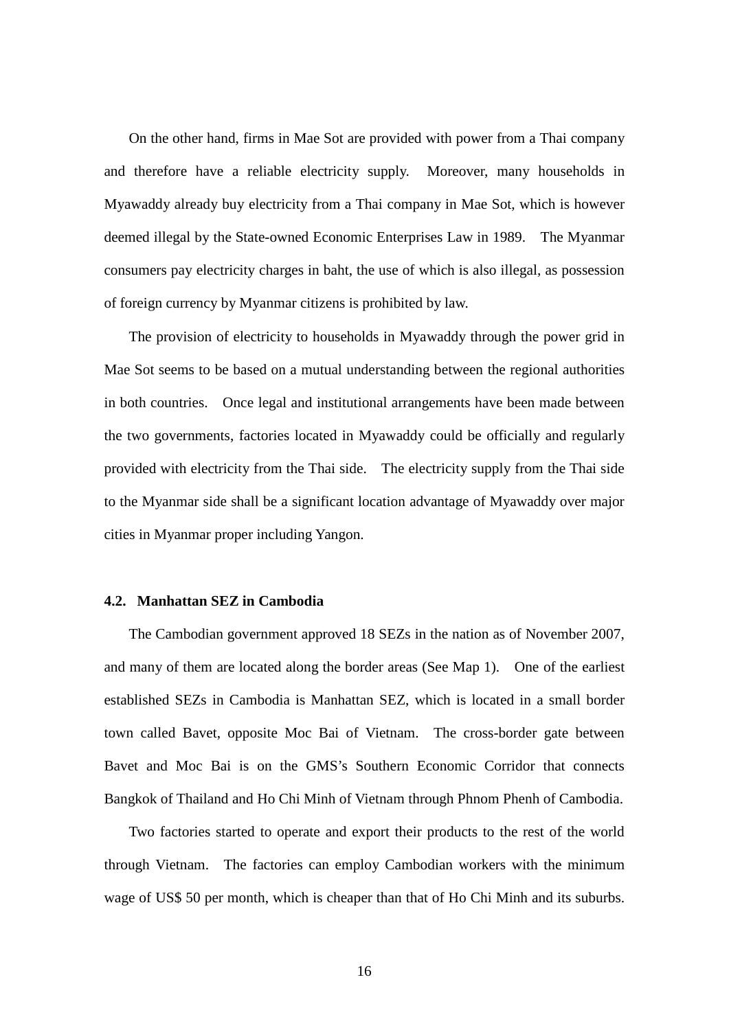On the other hand, firms in Mae Sot are provided with power from a Thai company and therefore have a reliable electricity supply. Moreover, many households in Myawaddy already buy electricity from a Thai company in Mae Sot, which is however deemed illegal by the State-owned Economic Enterprises Law in 1989. The Myanmar consumers pay electricity charges in baht, the use of which is also illegal, as possession of foreign currency by Myanmar citizens is prohibited by law.

The provision of electricity to households in Myawaddy through the power grid in Mae Sot seems to be based on a mutual understanding between the regional authorities in both countries. Once legal and institutional arrangements have been made between the two governments, factories located in Myawaddy could be officially and regularly provided with electricity from the Thai side. The electricity supply from the Thai side to the Myanmar side shall be a significant location advantage of Myawaddy over major cities in Myanmar proper including Yangon.

### 4.2. Manhattan SEZ in Cambodia

The Cambodian government approved 18 SEZs in the nation as of November 2007, and many of them are located along the border areas (See Map 1). One of the earliest established SEZs in Cambodia is Manhattan SEZ, which is located in a small border town called Bavet, opposite Moc Bai of Vietnam. The cross-border gate between Bavet and Moc Bai is on the GMS's Southern Economic Corridor that connects Bangkok of Thailand and Ho Chi Minh of Vietnam through Phnom Phenh of Cambodia.

Two factories started to operate and export their products to the rest of the world through Vietnam. The factories can employ Cambodian workers with the minimum wage of US$ 50 per month, which is cheaper than that of Ho Chi Minh and its suburbs.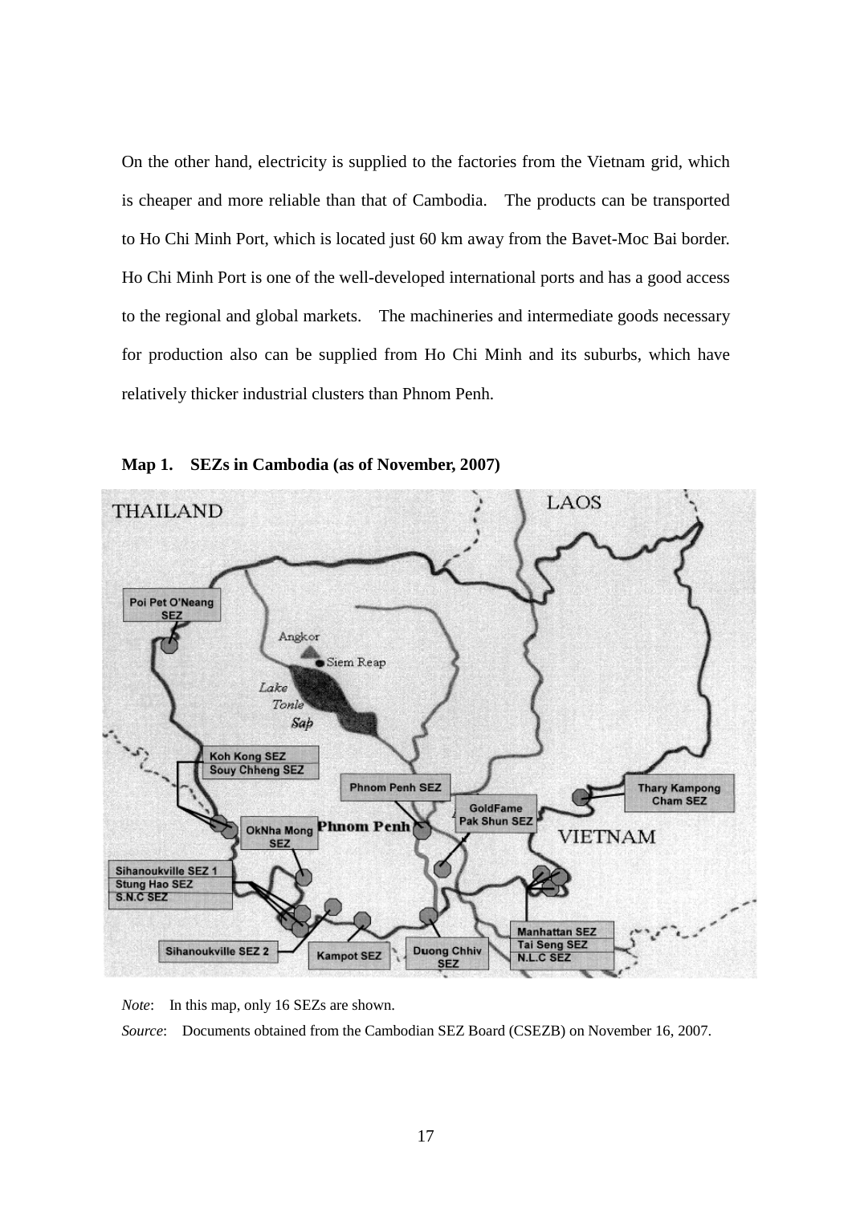On the other hand, electricity is supplied to the factories from the Vietnam grid, which is cheaper and more reliable than that of Cambodia. The products can be transported to Ho Chi Minh Port, which is located just 60 km away from the Bavet-Moc Bai border. Ho Chi Minh Port is one of the well-developed international ports and has a good access to the regional and global markets. The machineries and intermediate goods necessary for production also can be supplied from Ho Chi Minh and its suburbs, which have relatively thicker industrial clusters than Phnom Penh.

**Map 1. SEZs in Cambodia (as of November, 2007)**

*Note*: In this map, only 16 SEZs are shown.

*Source*: Documents obtained from the Cambodian SEZ Board (CSEZB) on November 16, 2007.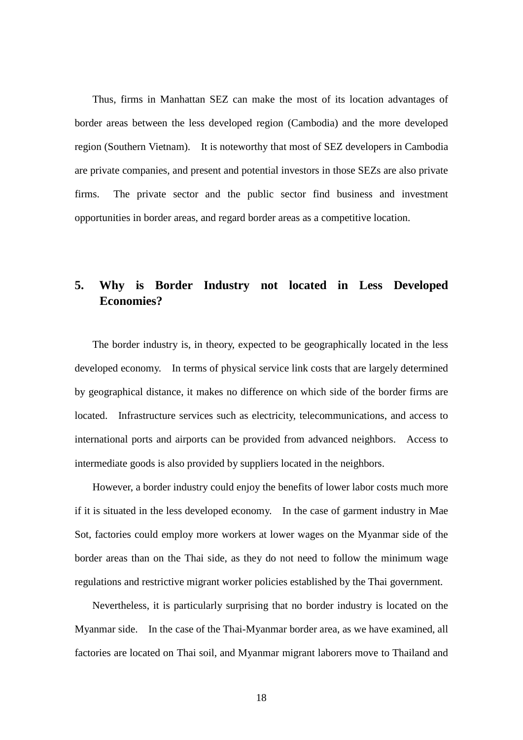Thus, firms in Manhattan SEZ can make the most of its location advantages of border areas between the less developed region (Cambodia) and the more developed region (Southern Vietnam). It is noteworthy that most of SEZ developers in Cambodia are private companies, and present and potential investors in those SEZs are also private firms. The private sector and the public sector find business and investment opportunities in border areas, and regard border areas as a competitive location.

## 5. Why is Border Industry not located in Less Developed Economies?

The border industry is, in theory, expected to be geographically located in the less developed economy. In terms of physical service link costs that are largely determined by geographical distance, it makes no difference on which side of the border firms are located. Infrastructure services such as electricity, telecommunications, and access to international ports and airports can be provided from advanced neighbors. Access to intermediate goods is also provided by suppliers located in the neighbors.

However, a border industry could enjoy the benefits of lower labor costs much more if it is situated in the less developed economy. In the case of garment industry in Mae Sot, factories could employ more workers at lower wages on the Myanmar side of the border areas than on the Thai side, as they do not need to follow the minimum wage regulations and restrictive migrant worker policies established by the Thai government.

Nevertheless, it is particularly surprising that no border industry is located on the Myanmar side. In the case of the Thai-Myanmar border area, as we have examined, all factories are located on Thai soil, and Myanmar migrant laborers move to Thailand and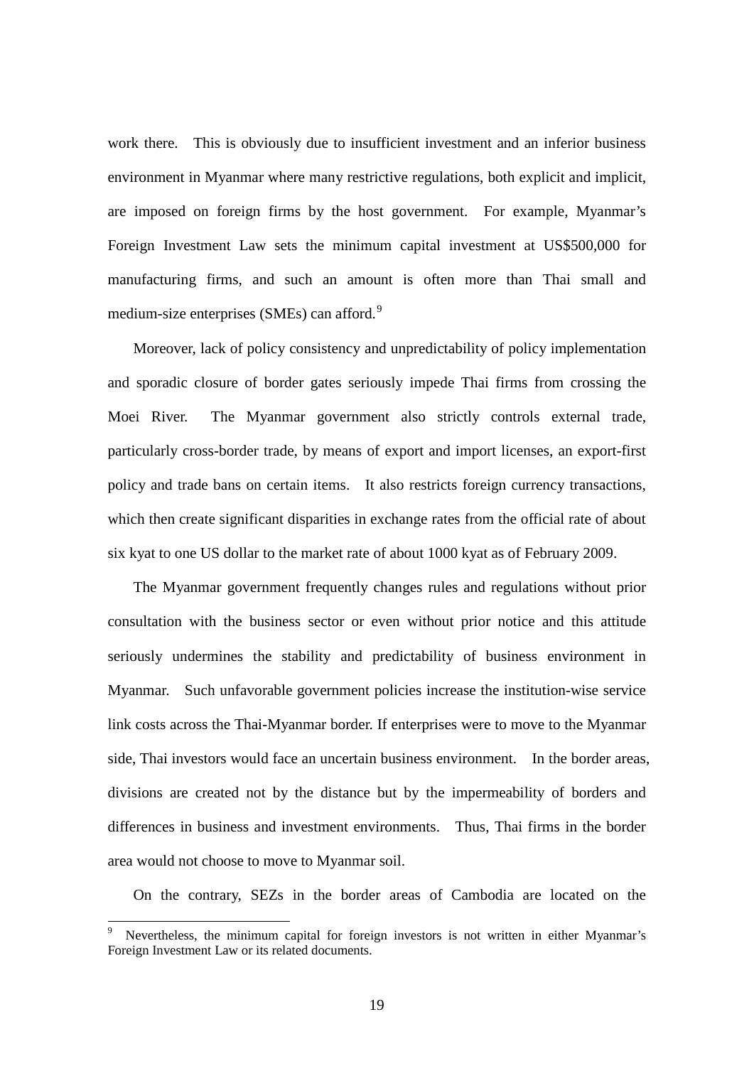work there. This is obviously due to insufficient investment and an inferior business environment in Myanmar where many restrictive regulations, both explicit and implicit, are imposed on foreign firms by the host government. For example, Myanmar's Foreign Investment Law sets the minimum capital investment at US$500,000 for manufacturing firms, and such an amount is often more than Thai small and medium-size enterprises (SMEs) can afford.[9]

Moreover, lack of policy consistency and unpredictability of policy implementation and sporadic closure of border gates seriously impede Thai firms from crossing the Moei River. The Myanmar government also strictly controls external trade, particularly cross-border trade, by means of export and import licenses, an export-first policy and trade bans on certain items. It also restricts foreign currency transactions, which then create significant disparities in exchange rates from the official rate of about six kyat to one US dollar to the market rate of about 1000 kyat as of February 2009.

The Myanmar government frequently changes rules and regulations without prior consultation with the business sector or even without prior notice and this attitude seriously undermines the stability and predictability of business environment in Myanmar. Such unfavorable government policies increase the institution-wise service link costs across the Thai-Myanmar border. If enterprises were to move to the Myanmar side, Thai investors would face an uncertain business environment. In the border areas, divisions are created not by the distance but by the impermeability of borders and differences in business and investment environments. Thus, Thai firms in the border area would not choose to move to Myanmar soil.

On the contrary, SEZs in the border areas of Cambodia are located on the

---

[9] Nevertheless, the minimum capital for foreign investors is not written in either Myanmar's Foreign Investment Law or its related documents.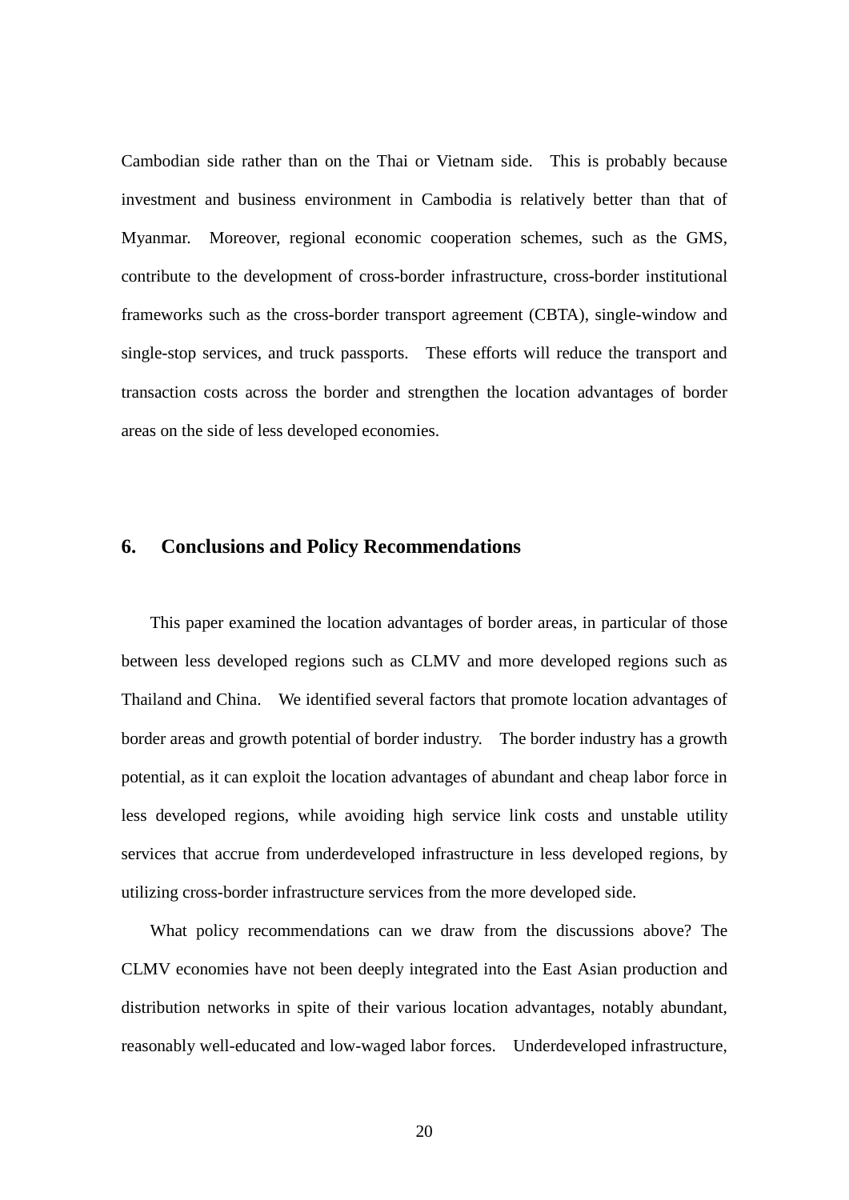Cambodian side rather than on the Thai or Vietnam side. This is probably because investment and business environment in Cambodia is relatively better than that of Myanmar. Moreover, regional economic cooperation schemes, such as the GMS, contribute to the development of cross-border infrastructure, cross-border institutional frameworks such as the cross-border transport agreement (CBTA), single-window and single-stop services, and truck passports. These efforts will reduce the transport and transaction costs across the border and strengthen the location advantages of border areas on the side of less developed economies.

## 6. Conclusions and Policy Recommendations

This paper examined the location advantages of border areas, in particular of those between less developed regions such as CLMV and more developed regions such as Thailand and China. We identified several factors that promote location advantages of border areas and growth potential of border industry. The border industry has a growth potential, as it can exploit the location advantages of abundant and cheap labor force in less developed regions, while avoiding high service link costs and unstable utility services that accrue from underdeveloped infrastructure in less developed regions, by utilizing cross-border infrastructure services from the more developed side.

What policy recommendations can we draw from the discussions above? The CLMV economies have not been deeply integrated into the East Asian production and distribution networks in spite of their various location advantages, notably abundant, reasonably well-educated and low-waged labor forces. Underdeveloped infrastructure,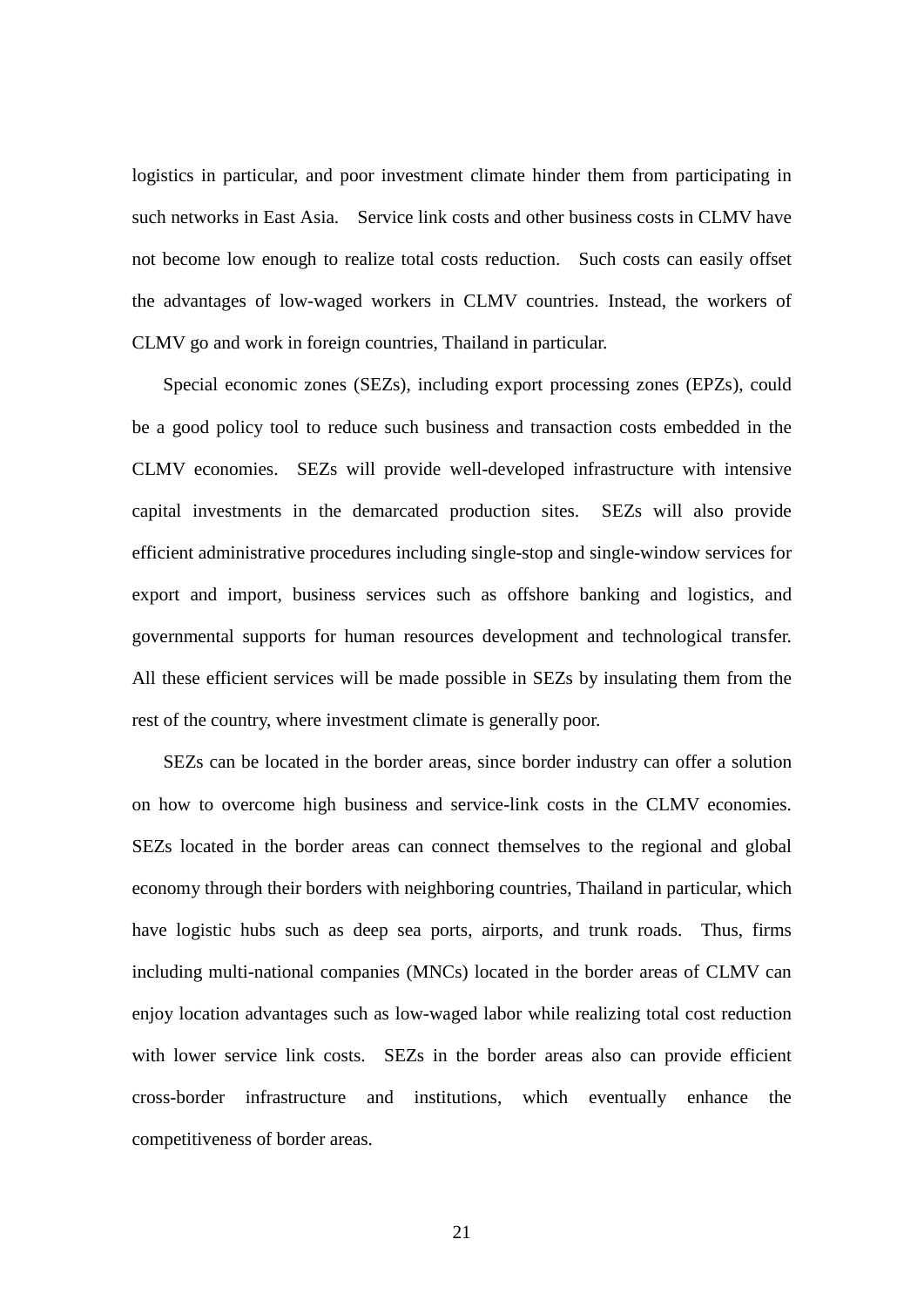logistics in particular, and poor investment climate hinder them from participating in such networks in East Asia. Service link costs and other business costs in CLMV have not become low enough to realize total costs reduction. Such costs can easily offset the advantages of low-waged workers in CLMV countries. Instead, the workers of CLMV go and work in foreign countries, Thailand in particular.

Special economic zones (SEZs), including export processing zones (EPZs), could be a good policy tool to reduce such business and transaction costs embedded in the CLMV economies. SEZs will provide well-developed infrastructure with intensive capital investments in the demarcated production sites. SEZs will also provide efficient administrative procedures including single-stop and single-window services for export and import, business services such as offshore banking and logistics, and governmental supports for human resources development and technological transfer. All these efficient services will be made possible in SEZs by insulating them from the rest of the country, where investment climate is generally poor.

SEZs can be located in the border areas, since border industry can offer a solution on how to overcome high business and service-link costs in the CLMV economies. SEZs located in the border areas can connect themselves to the regional and global economy through their borders with neighboring countries, Thailand in particular, which have logistic hubs such as deep sea ports, airports, and trunk roads. Thus, firms including multi-national companies (MNCs) located in the border areas of CLMV can enjoy location advantages such as low-waged labor while realizing total cost reduction with lower service link costs. SEZs in the border areas also can provide efficient cross-border infrastructure and institutions, which eventually enhance the competitiveness of border areas.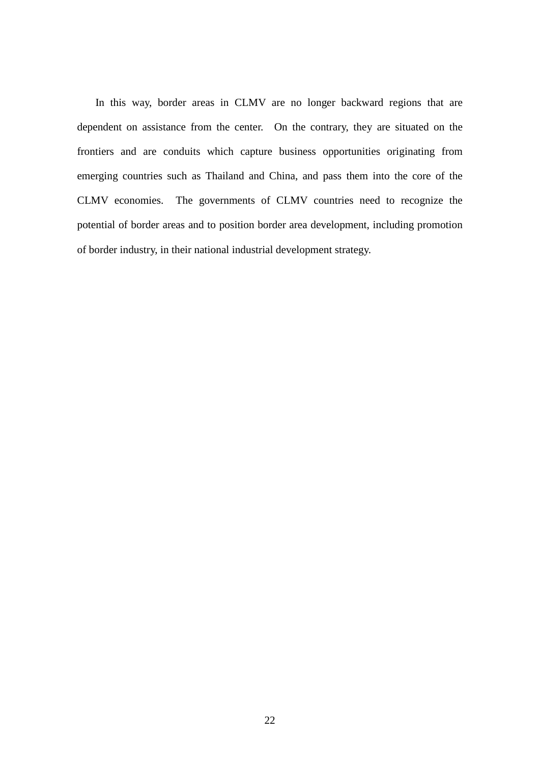In this way, border areas in CLMV are no longer backward regions that are dependent on assistance from the center. On the contrary, they are situated on the frontiers and are conduits which capture business opportunities originating from emerging countries such as Thailand and China, and pass them into the core of the CLMV economies. The governments of CLMV countries need to recognize the potential of border areas and to position border area development, including promotion of border industry, in their national industrial development strategy.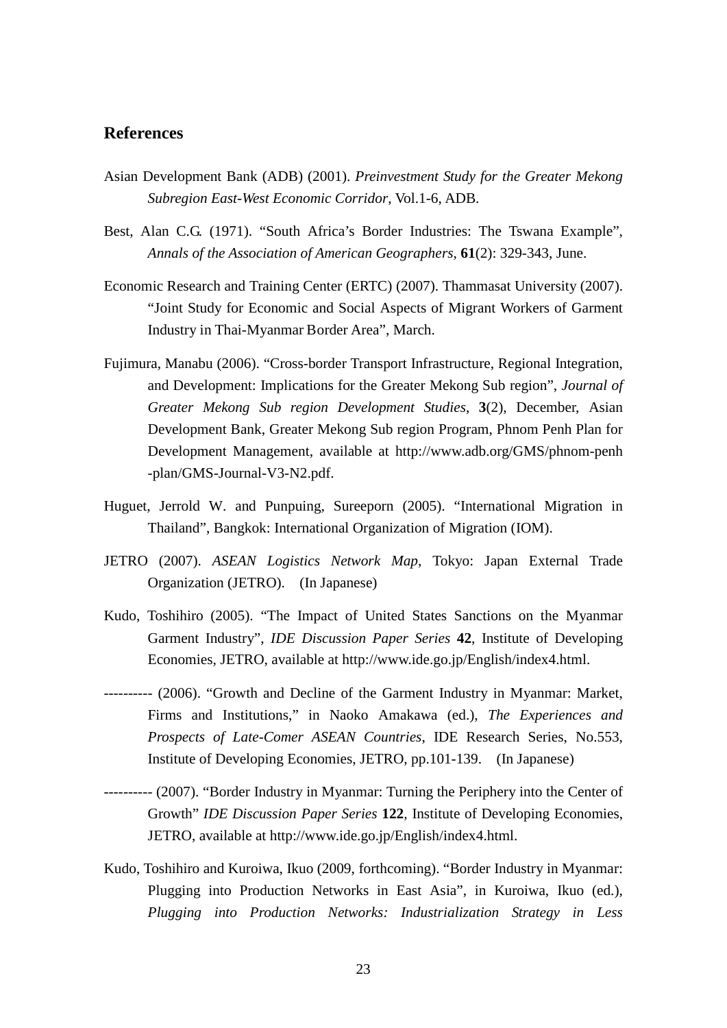## References

Asian Development Bank (ADB) (2001). *Preinvestment Study for the Greater Mekong Subregion East-West Economic Corridor*, Vol.1-6, ADB.

Best, Alan C.G. (1971). "South Africa's Border Industries: The Tswana Example", *Annals of the Association of American Geographers*, **61**(2): 329-343, June.

Economic Research and Training Center (ERTC) (2007). Thammasat University (2007). "Joint Study for Economic and Social Aspects of Migrant Workers of Garment Industry in Thai-Myanmar Border Area", March.

Fujimura, Manabu (2006). "Cross-border Transport Infrastructure, Regional Integration, and Development: Implications for the Greater Mekong Sub region", *Journal of Greater Mekong Sub region Development Studies*, **3**(2), December, Asian Development Bank, Greater Mekong Sub region Program, Phnom Penh Plan for Development Management, available at http://www.adb.org/GMS/phnom-penh-plan/GMS-Journal-V3-N2.pdf.

Huguet, Jerrold W. and Punpuing, Sureeporn (2005). "International Migration in Thailand", Bangkok: International Organization of Migration (IOM).

JETRO (2007). *ASEAN Logistics Network Map*, Tokyo: Japan External Trade Organization (JETRO). (In Japanese)

Kudo, Toshihiro (2005). "The Impact of United States Sanctions on the Myanmar Garment Industry", *IDE Discussion Paper Series* **42**, Institute of Developing Economies, JETRO, available at http://www.ide.go.jp/English/index4.html.

---------- (2006). "Growth and Decline of the Garment Industry in Myanmar: Market, Firms and Institutions," in Naoko Amakawa (ed.), *The Experiences and Prospects of Late-Comer ASEAN Countries*, IDE Research Series, No.553, Institute of Developing Economies, JETRO, pp.101-139. (In Japanese)

---------- (2007). "Border Industry in Myanmar: Turning the Periphery into the Center of Growth" *IDE Discussion Paper Series* **122**, Institute of Developing Economies, JETRO, available at http://www.ide.go.jp/English/index4.html.

Kudo, Toshihiro and Kuroiwa, Ikuo (2009, forthcoming). "Border Industry in Myanmar: Plugging into Production Networks in East Asia", in Kuroiwa, Ikuo (ed.), *Plugging into Production Networks: Industrialization Strategy in Less*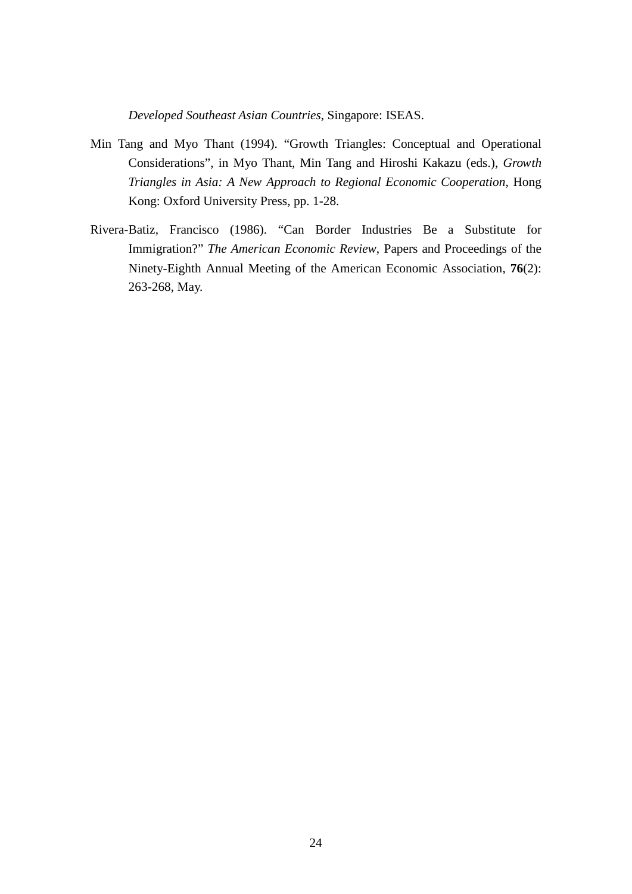*Developed Southeast Asian Countries*, Singapore: ISEAS.

Min Tang and Myo Thant (1994). "Growth Triangles: Conceptual and Operational Considerations", in Myo Thant, Min Tang and Hiroshi Kakazu (eds.), *Growth Triangles in Asia: A New Approach to Regional Economic Cooperation*, Hong Kong: Oxford University Press, pp. 1-28.

Rivera-Batiz, Francisco (1986). "Can Border Industries Be a Substitute for Immigration?" *The American Economic Review*, Papers and Proceedings of the Ninety-Eighth Annual Meeting of the American Economic Association, **76**(2): 263-268, May.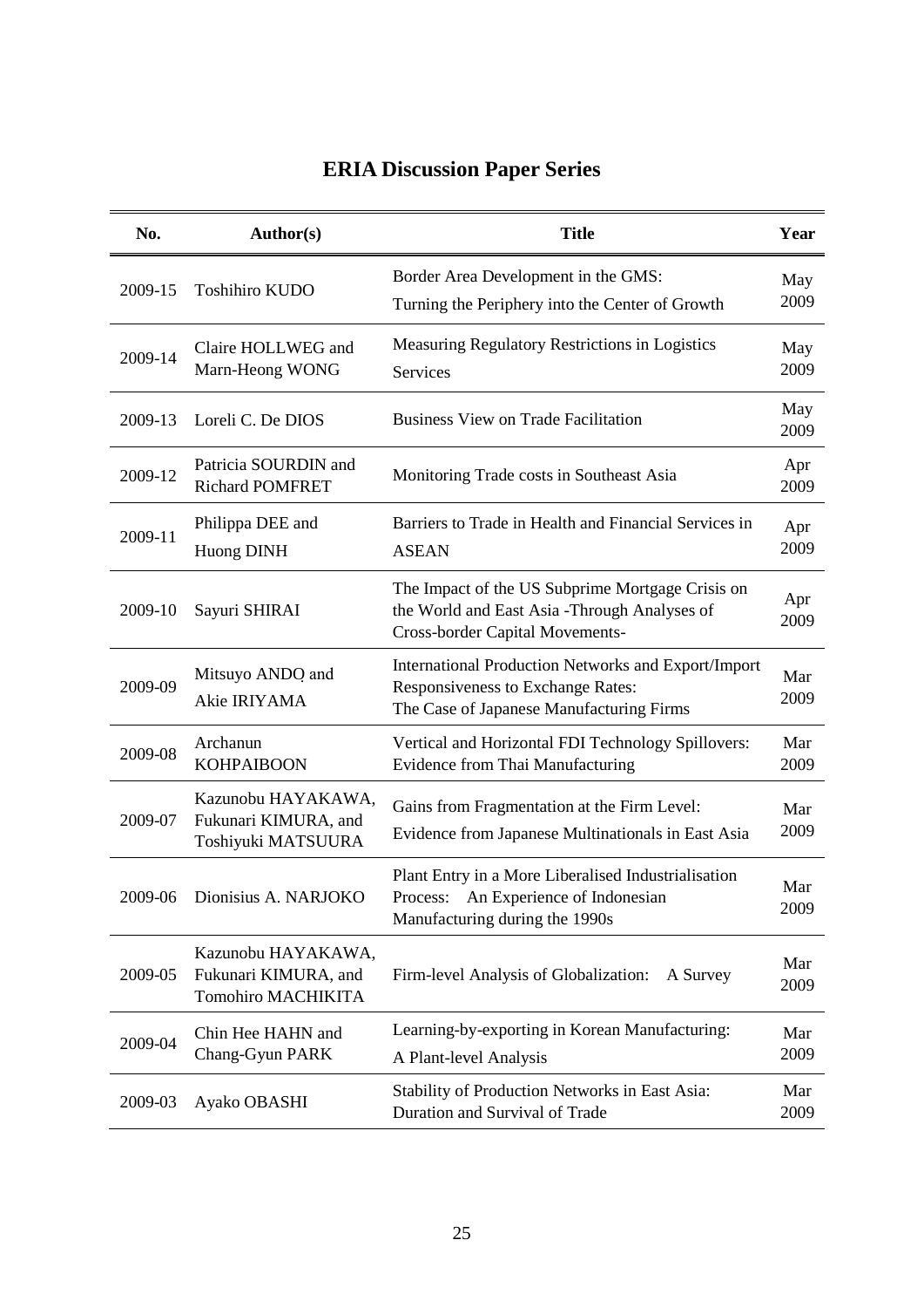# ERIA Discussion Paper Series

| No. | Author(s) | Title | Year |
|---|---|---|---|
| 2009-15 | Toshihiro KUDO | Border Area Development in the GMS: Turning the Periphery into the Center of Growth | May 2009 |
| 2009-14 | Claire HOLLWEG and Marn-Heong WONG | Measuring Regulatory Restrictions in Logistics Services | May 2009 |
| 2009-13 | Loreli C. De DIOS | Business View on Trade Facilitation | May 2009 |
| 2009-12 | Patricia SOURDIN and Richard POMFRET | Monitoring Trade costs in Southeast Asia | Apr 2009 |
| 2009-11 | Philippa DEE and Huong DINH | Barriers to Trade in Health and Financial Services in ASEAN | Apr 2009 |
| 2009-10 | Sayuri SHIRAI | The Impact of the US Subprime Mortgage Crisis on the World and East Asia -Through Analyses of Cross-border Capital Movements- | Apr 2009 |
| 2009-09 | Mitsuyo ANDO and Akie IRIYAMA | International Production Networks and Export/Import Responsiveness to Exchange Rates: The Case of Japanese Manufacturing Firms | Mar 2009 |
| 2009-08 | Archanun KOHPAIBOON | Vertical and Horizontal FDI Technology Spillovers: Evidence from Thai Manufacturing | Mar 2009 |
| 2009-07 | Kazunobu HAYAKAWA, Fukunari KIMURA, and Toshiyuki MATSUURA | Gains from Fragmentation at the Firm Level: Evidence from Japanese Multinationals in East Asia | Mar 2009 |
| 2009-06 | Dionisius A. NARJOKO | Plant Entry in a More Liberalised Industrialisation Process: An Experience of Indonesian Manufacturing during the 1990s | Mar 2009 |
| 2009-05 | Kazunobu HAYAKAWA, Fukunari KIMURA, and Tomohiro MACHIKITA | Firm-level Analysis of Globalization: A Survey | Mar 2009 |
| 2009-04 | Chin Hee HAHN and Chang-Gyun PARK | Learning-by-exporting in Korean Manufacturing: A Plant-level Analysis | Mar 2009 |
| 2009-03 | Ayako OBASHI | Stability of Production Networks in East Asia: Duration and Survival of Trade | Mar 2009 |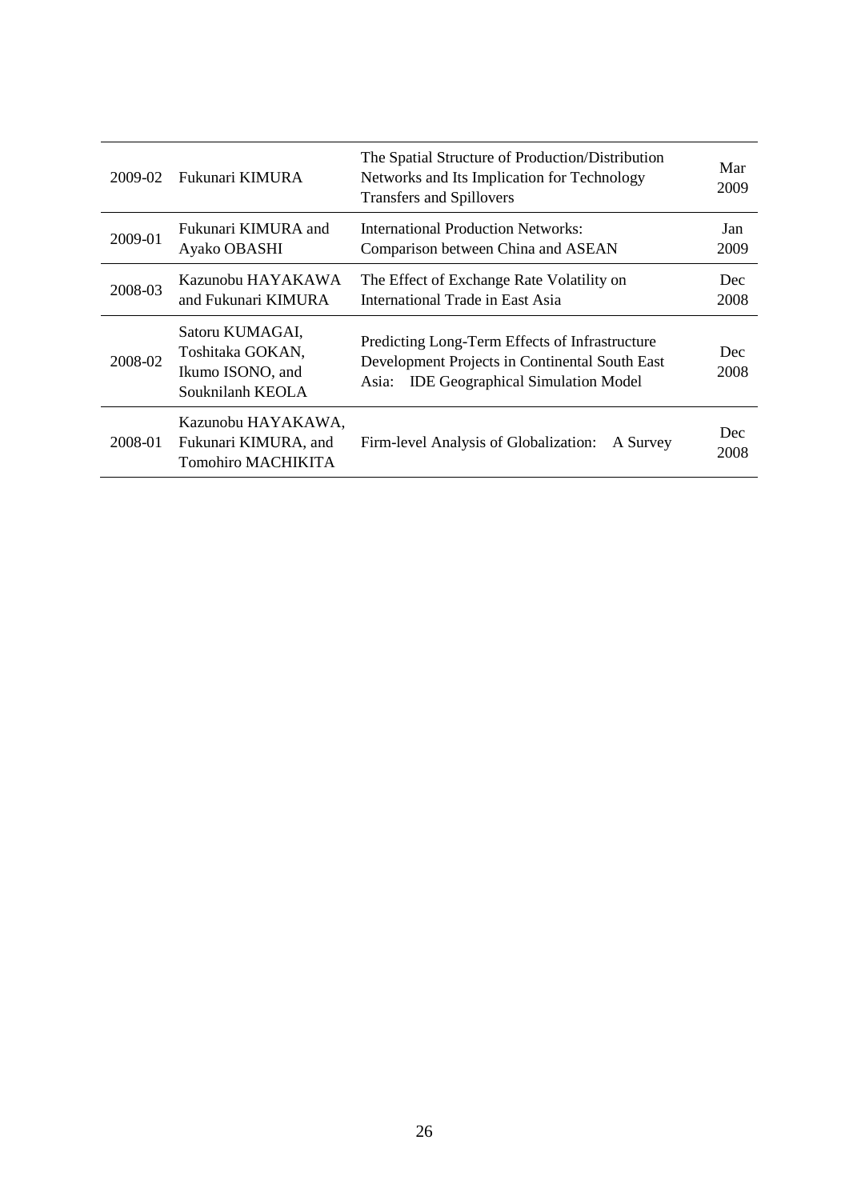| | | | |
|---|---|---|---|
| 2009-02 | Fukunari KIMURA | The Spatial Structure of Production/Distribution Networks and Its Implication for Technology Transfers and Spillovers | Mar 2009 |
| 2009-01 | Fukunari KIMURA and Ayako OBASHI | International Production Networks: Comparison between China and ASEAN | Jan 2009 |
| 2008-03 | Kazunobu HAYAKAWA and Fukunari KIMURA | The Effect of Exchange Rate Volatility on International Trade in East Asia | Dec 2008 |
| 2008-02 | Satoru KUMAGAI, Toshitaka GOKAN, Ikumo ISONO, and Souknilanh KEOLA | Predicting Long-Term Effects of Infrastructure Development Projects in Continental South East Asia: IDE Geographical Simulation Model | Dec 2008 |
| 2008-01 | Kazunobu HAYAKAWA, Fukunari KIMURA, and Tomohiro MACHIKITA | Firm-level Analysis of Globalization: A Survey | Dec 2008 |